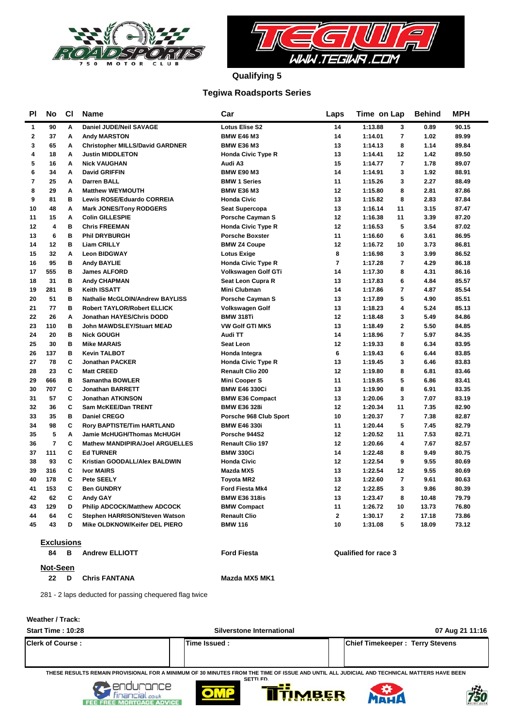# Qualifying 5

## Tegiwa Roadsports Series

| Pl | No | Cl | Name | Car | Laps | Time | on Lap | Behind | MPH |
|---|---|---|---|---|---|---|---|---|---|
| 1 | 90 | A | Daniel JUDE/Neil SAVAGE | Lotus Elise S2 | 14 | 1:13.88 | 3 | 0.89 | 90.15 |
| 2 | 37 | A | Andy MARSTON | BMW E46 M3 | 14 | 1:14.01 | 7 | 1.02 | 89.99 |
| 3 | 65 | A | Christopher MILLS/David GARDNER | BMW E36 M3 | 13 | 1:14.13 | 8 | 1.14 | 89.84 |
| 4 | 18 | A | Justin MIDDLETON | Honda Civic Type R | 13 | 1:14.41 | 12 | 1.42 | 89.50 |
| 5 | 16 | A | Nick VAUGHAN | Audi A3 | 15 | 1:14.77 | 7 | 1.78 | 89.07 |
| 6 | 34 | A | David GRIFFIN | BMW E90 M3 | 14 | 1:14.91 | 3 | 1.92 | 88.91 |
| 7 | 25 | A | Darren BALL | BMW 1 Series | 11 | 1:15.26 | 3 | 2.27 | 88.49 |
| 8 | 29 | A | Matthew WEYMOUTH | BMW E36 M3 | 12 | 1:15.80 | 8 | 2.81 | 87.86 |
| 9 | 81 | B | Lewis ROSE/Eduardo CORREIA | Honda Civic | 13 | 1:15.82 | 8 | 2.83 | 87.84 |
| 10 | 48 | A | Mark JONES/Tony RODGERS | Seat Supercopa | 13 | 1:16.14 | 11 | 3.15 | 87.47 |
| 11 | 15 | A | Colin GILLESPIE | Porsche Cayman S | 12 | 1:16.38 | 11 | 3.39 | 87.20 |
| 12 | 4 | B | Chris FREEMAN | Honda Civic Type R | 12 | 1:16.53 | 5 | 3.54 | 87.02 |
| 13 | 6 | B | Phil DRYBURGH | Porsche Boxster | 11 | 1:16.60 | 6 | 3.61 | 86.95 |
| 14 | 12 | B | Liam CRILLY | BMW Z4 Coupe | 12 | 1:16.72 | 10 | 3.73 | 86.81 |
| 15 | 32 | A | Leon BIDGWAY | Lotus Exige | 8 | 1:16.98 | 3 | 3.99 | 86.52 |
| 16 | 95 | B | Andy BAYLIE | Honda Civic Type R | 7 | 1:17.28 | 7 | 4.29 | 86.18 |
| 17 | 555 | B | James ALFORD | Volkswagen Golf GTi | 14 | 1:17.30 | 8 | 4.31 | 86.16 |
| 18 | 31 | B | Andy CHAPMAN | Seat Leon Cupra R | 13 | 1:17.83 | 6 | 4.84 | 85.57 |
| 19 | 281 | B | Keith ISSATT | Mini Clubman | 14 | 1:17.86 | 7 | 4.87 | 85.54 |
| 20 | 51 | B | Nathalie McGLOIN/Andrew BAYLISS | Porsche Cayman S | 13 | 1:17.89 | 5 | 4.90 | 85.51 |
| 21 | 77 | B | Robert TAYLOR/Robert ELLICK | Volkswagen Golf | 13 | 1:18.23 | 4 | 5.24 | 85.13 |
| 22 | 26 | A | Jonathan HAYES/Chris DODD | BMW 318Ti | 12 | 1:18.48 | 3 | 5.49 | 84.86 |
| 23 | 110 | B | John MAWDSLEY/Stuart MEAD | VW Golf GTI MK5 | 13 | 1:18.49 | 2 | 5.50 | 84.85 |
| 24 | 20 | B | Nick GOUGH | Audi TT | 14 | 1:18.96 | 7 | 5.97 | 84.35 |
| 25 | 30 | B | Mike MARAIS | Seat Leon | 12 | 1:19.33 | 8 | 6.34 | 83.95 |
| 26 | 137 | B | Kevin TALBOT | Honda Integra | 6 | 1:19.43 | 6 | 6.44 | 83.85 |
| 27 | 78 | C | Jonathan PACKER | Honda Civic Type R | 13 | 1:19.45 | 3 | 6.46 | 83.83 |
| 28 | 23 | C | Matt CREED | Renault Clio 200 | 12 | 1:19.80 | 8 | 6.81 | 83.46 |
| 29 | 666 | B | Samantha BOWLER | Mini Cooper S | 11 | 1:19.85 | 5 | 6.86 | 83.41 |
| 30 | 707 | C | Jonathan BARRETT | BMW E46 330Ci | 13 | 1:19.90 | 8 | 6.91 | 83.35 |
| 31 | 57 | C | Jonathan ATKINSON | BMW E36 Compact | 13 | 1:20.06 | 3 | 7.07 | 83.19 |
| 32 | 36 | C | Sam McKEE/Dan TRENT | BMW E36 328i | 12 | 1:20.34 | 11 | 7.35 | 82.90 |
| 33 | 35 | B | Daniel CREGO | Porsche 968 Club Sport | 10 | 1:20.37 | 7 | 7.38 | 82.87 |
| 34 | 98 | C | Rory BAPTISTE/Tim HARTLAND | BMW E46 330i | 11 | 1:20.44 | 5 | 7.45 | 82.79 |
| 35 | 5 | A | Jamie McHUGH/Thomas McHUGH | Porsche 944S2 | 12 | 1:20.52 | 11 | 7.53 | 82.71 |
| 36 | 7 | C | Mathew MANDIPIRA/Joel ARGUELLES | Renault Clio 197 | 12 | 1:20.66 | 4 | 7.67 | 82.57 |
| 37 | 111 | C | Ed TURNER | BMW 330Ci | 14 | 1:22.48 | 8 | 9.49 | 80.75 |
| 38 | 93 | C | Kristian GOODALL/Alex BALDWIN | Honda Civic | 12 | 1:22.54 | 9 | 9.55 | 80.69 |
| 39 | 316 | C | Ivor MAIRS | Mazda MX5 | 13 | 1:22.54 | 12 | 9.55 | 80.69 |
| 40 | 178 | C | Pete SEELY | Toyota MR2 | 13 | 1:22.60 | 7 | 9.61 | 80.63 |
| 41 | 153 | C | Ben GUNDRY | Ford Fiesta Mk4 | 12 | 1:22.85 | 3 | 9.86 | 80.39 |
| 42 | 62 | C | Andy GAY | BMW E36 318is | 13 | 1:23.47 | 8 | 10.48 | 79.79 |
| 43 | 129 | D | Philip ADCOCK/Matthew ADCOCK | BMW Compact | 11 | 1:26.72 | 10 | 13.73 | 76.80 |
| 44 | 64 | C | Stephen HARRISON/Steven Watson | Renault Clio | 2 | 1:30.17 | 2 | 17.18 | 73.86 |
| 45 | 43 | D | Mike OLDKNOW/Keifer DEL PIERO | BMW 116 | 10 | 1:31.08 | 5 | 18.09 | 73.12 |

**Exclusions**

| No | Cl | Name | Car | |
|---|---|---|---|---|
| 84 | B | Andrew ELLIOTT | Ford Fiesta | Qualified for race 3 |

**Not-Seen**

| No | Cl | Name | Car |
|---|---|---|---|
| 22 | D | Chris FANTANA | Mazda MX5 MK1 |

281 - 2 laps deducted for passing chequered flag twice

**Weather / Track:**

**Start Time : 10:28** | **Silverstone International** | **07 Aug 21 11:16**

| Clerk of Course : | Time Issued : | Chief Timekeeper : Terry Stevens |
|---|---|---|
| | | |

THESE RESULTS REMAIN PROVISIONAL FOR A MINIMUM OF 30 MINUTES FROM THE TIME OF ISSUE AND UNTIL ALL JUDICIAL AND TECHNICAL MATTERS HAVE BEEN SETTLED.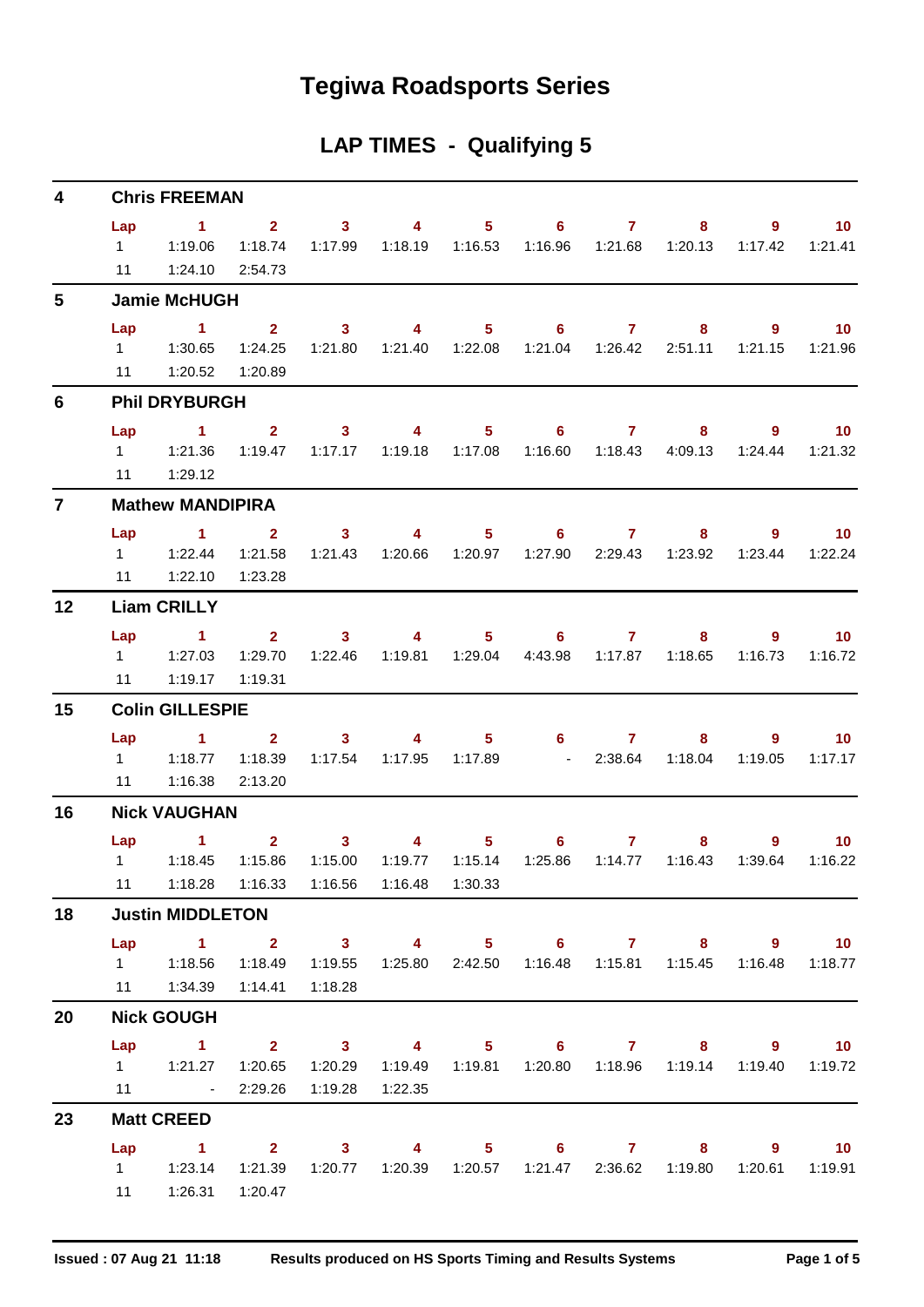# Tegiwa Roadsports Series

## LAP TIMES - Qualifying 5

### 4 Chris FREEMAN

| Lap | 1 | 2 | 3 | 4 | 5 | 6 | 7 | 8 | 9 | 10 |
|---|---|---|---|---|---|---|---|---|---|---|
| 1 | 1:19.06 | 1:18.74 | 1:17.99 | 1:18.19 | 1:16.53 | 1:16.96 | 1:21.68 | 1:20.13 | 1:17.42 | 1:21.41 |
| 11 | 1:24.10 | 2:54.73 | | | | | | | | |

### 5 Jamie McHUGH

| Lap | 1 | 2 | 3 | 4 | 5 | 6 | 7 | 8 | 9 | 10 |
|---|---|---|---|---|---|---|---|---|---|---|
| 1 | 1:30.65 | 1:24.25 | 1:21.80 | 1:21.40 | 1:22.08 | 1:21.04 | 1:26.42 | 2:51.11 | 1:21.15 | 1:21.96 |
| 11 | 1:20.52 | 1:20.89 | | | | | | | | |

### 6 Phil DRYBURGH

| Lap | 1 | 2 | 3 | 4 | 5 | 6 | 7 | 8 | 9 | 10 |
|---|---|---|---|---|---|---|---|---|---|---|
| 1 | 1:21.36 | 1:19.47 | 1:17.17 | 1:19.18 | 1:17.08 | 1:16.60 | 1:18.43 | 4:09.13 | 1:24.44 | 1:21.32 |
| 11 | 1:29.12 | | | | | | | | | |

### 7 Mathew MANDIPIRA

| Lap | 1 | 2 | 3 | 4 | 5 | 6 | 7 | 8 | 9 | 10 |
|---|---|---|---|---|---|---|---|---|---|---|
| 1 | 1:22.44 | 1:21.58 | 1:21.43 | 1:20.66 | 1:20.97 | 1:27.90 | 2:29.43 | 1:23.92 | 1:23.44 | 1:22.24 |
| 11 | 1:22.10 | 1:23.28 | | | | | | | | |

### 12 Liam CRILLY

| Lap | 1 | 2 | 3 | 4 | 5 | 6 | 7 | 8 | 9 | 10 |
|---|---|---|---|---|---|---|---|---|---|---|
| 1 | 1:27.03 | 1:29.70 | 1:22.46 | 1:19.81 | 1:29.04 | 4:43.98 | 1:17.87 | 1:18.65 | 1:16.73 | 1:16.72 |
| 11 | 1:19.17 | 1:19.31 | | | | | | | | |

### 15 Colin GILLESPIE

| Lap | 1 | 2 | 3 | 4 | 5 | 6 | 7 | 8 | 9 | 10 |
|---|---|---|---|---|---|---|---|---|---|---|
| 1 | 1:18.77 | 1:18.39 | 1:17.54 | 1:17.95 | 1:17.89 | - | 2:38.64 | 1:18.04 | 1:19.05 | 1:17.17 |
| 11 | 1:16.38 | 2:13.20 | | | | | | | | |

### 16 Nick VAUGHAN

| Lap | 1 | 2 | 3 | 4 | 5 | 6 | 7 | 8 | 9 | 10 |
|---|---|---|---|---|---|---|---|---|---|---|
| 1 | 1:18.45 | 1:15.86 | 1:15.00 | 1:19.77 | 1:15.14 | 1:25.86 | 1:14.77 | 1:16.43 | 1:39.64 | 1:16.22 |
| 11 | 1:18.28 | 1:16.33 | 1:16.56 | 1:16.48 | 1:30.33 | | | | | |

### 18 Justin MIDDLETON

| Lap | 1 | 2 | 3 | 4 | 5 | 6 | 7 | 8 | 9 | 10 |
|---|---|---|---|---|---|---|---|---|---|---|
| 1 | 1:18.56 | 1:18.49 | 1:19.55 | 1:25.80 | 2:42.50 | 1:16.48 | 1:15.81 | 1:15.45 | 1:16.48 | 1:18.77 |
| 11 | 1:34.39 | 1:14.41 | 1:18.28 | | | | | | | |

### 20 Nick GOUGH

| Lap | 1 | 2 | 3 | 4 | 5 | 6 | 7 | 8 | 9 | 10 |
|---|---|---|---|---|---|---|---|---|---|---|
| 1 | 1:21.27 | 1:20.65 | 1:20.29 | 1:19.49 | 1:19.81 | 1:20.80 | 1:18.96 | 1:19.14 | 1:19.40 | 1:19.72 |
| 11 | - | 2:29.26 | 1:19.28 | 1:22.35 | | | | | | |

### 23 Matt CREED

| Lap | 1 | 2 | 3 | 4 | 5 | 6 | 7 | 8 | 9 | 10 |
|---|---|---|---|---|---|---|---|---|---|---|
| 1 | 1:23.14 | 1:21.39 | 1:20.77 | 1:20.39 | 1:20.57 | 1:21.47 | 2:36.62 | 1:19.80 | 1:20.61 | 1:19.91 |
| 11 | 1:26.31 | 1:20.47 | | | | | | | | |

Issued : 07 Aug 21 11:18 — Results produced on HS Sports Timing and Results Systems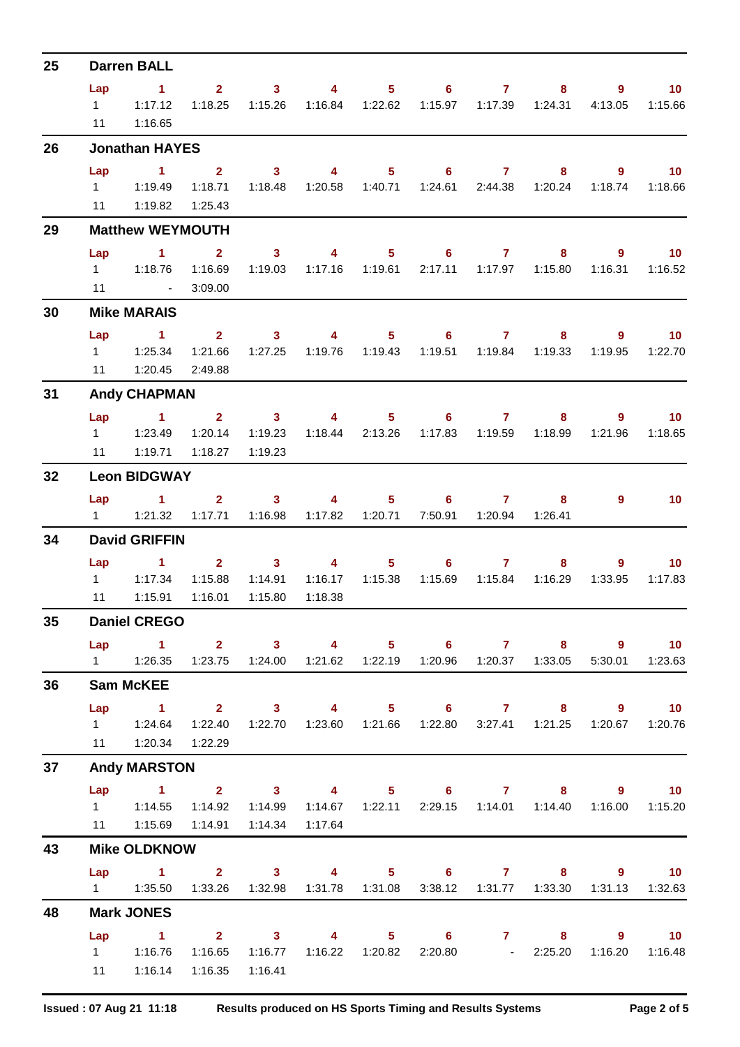## 25 Darren BALL

| Lap | 1 | 2 | 3 | 4 | 5 | 6 | 7 | 8 | 9 | 10 |
|---|---|---|---|---|---|---|---|---|---|---|
| 1 | 1:17.12 | 1:18.25 | 1:15.26 | 1:16.84 | 1:22.62 | 1:15.97 | 1:17.39 | 1:24.31 | 4:13.05 | 1:15.66 |
| 11 | 1:16.65 | | | | | | | | | |

## 26 Jonathan HAYES

| Lap | 1 | 2 | 3 | 4 | 5 | 6 | 7 | 8 | 9 | 10 |
|---|---|---|---|---|---|---|---|---|---|---|
| 1 | 1:19.49 | 1:18.71 | 1:18.48 | 1:20.58 | 1:40.71 | 1:24.61 | 2:44.38 | 1:20.24 | 1:18.74 | 1:18.66 |
| 11 | 1:19.82 | 1:25.43 | | | | | | | | |

## 29 Matthew WEYMOUTH

| Lap | 1 | 2 | 3 | 4 | 5 | 6 | 7 | 8 | 9 | 10 |
|---|---|---|---|---|---|---|---|---|---|---|
| 1 | 1:18.76 | 1:16.69 | 1:19.03 | 1:17.16 | 1:19.61 | 2:17.11 | 1:17.97 | 1:15.80 | 1:16.31 | 1:16.52 |
| 11 | - | 3:09.00 | | | | | | | | |

## 30 Mike MARAIS

| Lap | 1 | 2 | 3 | 4 | 5 | 6 | 7 | 8 | 9 | 10 |
|---|---|---|---|---|---|---|---|---|---|---|
| 1 | 1:25.34 | 1:21.66 | 1:27.25 | 1:19.76 | 1:19.43 | 1:19.51 | 1:19.84 | 1:19.33 | 1:19.95 | 1:22.70 |
| 11 | 1:20.45 | 2:49.88 | | | | | | | | |

## 31 Andy CHAPMAN

| Lap | 1 | 2 | 3 | 4 | 5 | 6 | 7 | 8 | 9 | 10 |
|---|---|---|---|---|---|---|---|---|---|---|
| 1 | 1:23.49 | 1:20.14 | 1:19.23 | 1:18.44 | 2:13.26 | 1:17.83 | 1:19.59 | 1:18.99 | 1:21.96 | 1:18.65 |
| 11 | 1:19.71 | 1:18.27 | 1:19.23 | | | | | | | |

## 32 Leon BIDGWAY

| Lap | 1 | 2 | 3 | 4 | 5 | 6 | 7 | 8 | 9 | 10 |
|---|---|---|---|---|---|---|---|---|---|---|
| 1 | 1:21.32 | 1:17.71 | 1:16.98 | 1:17.82 | 1:20.71 | 7:50.91 | 1:20.94 | 1:26.41 | | |

## 34 David GRIFFIN

| Lap | 1 | 2 | 3 | 4 | 5 | 6 | 7 | 8 | 9 | 10 |
|---|---|---|---|---|---|---|---|---|---|---|
| 1 | 1:17.34 | 1:15.88 | 1:14.91 | 1:16.17 | 1:15.38 | 1:15.69 | 1:15.84 | 1:16.29 | 1:33.95 | 1:17.83 |
| 11 | 1:15.91 | 1:16.01 | 1:15.80 | 1:18.38 | | | | | | |

## 35 Daniel CREGO

| Lap | 1 | 2 | 3 | 4 | 5 | 6 | 7 | 8 | 9 | 10 |
|---|---|---|---|---|---|---|---|---|---|---|
| 1 | 1:26.35 | 1:23.75 | 1:24.00 | 1:21.62 | 1:22.19 | 1:20.96 | 1:20.37 | 1:33.05 | 5:30.01 | 1:23.63 |

## 36 Sam McKEE

| Lap | 1 | 2 | 3 | 4 | 5 | 6 | 7 | 8 | 9 | 10 |
|---|---|---|---|---|---|---|---|---|---|---|
| 1 | 1:24.64 | 1:22.40 | 1:22.70 | 1:23.60 | 1:21.66 | 1:22.80 | 3:27.41 | 1:21.25 | 1:20.67 | 1:20.76 |
| 11 | 1:20.34 | 1:22.29 | | | | | | | | |

## 37 Andy MARSTON

| Lap | 1 | 2 | 3 | 4 | 5 | 6 | 7 | 8 | 9 | 10 |
|---|---|---|---|---|---|---|---|---|---|---|
| 1 | 1:14.55 | 1:14.92 | 1:14.99 | 1:14.67 | 1:22.11 | 2:29.15 | 1:14.01 | 1:14.40 | 1:16.00 | 1:15.20 |
| 11 | 1:15.69 | 1:14.91 | 1:14.34 | 1:17.64 | | | | | | |

## 43 Mike OLDKNOW

| Lap | 1 | 2 | 3 | 4 | 5 | 6 | 7 | 8 | 9 | 10 |
|---|---|---|---|---|---|---|---|---|---|---|
| 1 | 1:35.50 | 1:33.26 | 1:32.98 | 1:31.78 | 1:31.08 | 3:38.12 | 1:31.77 | 1:33.30 | 1:31.13 | 1:32.63 |

## 48 Mark JONES

| Lap | 1 | 2 | 3 | 4 | 5 | 6 | 7 | 8 | 9 | 10 |
|---|---|---|---|---|---|---|---|---|---|---|
| 1 | 1:16.76 | 1:16.65 | 1:16.77 | 1:16.22 | 1:20.82 | 2:20.80 | - | 2:25.20 | 1:16.20 | 1:16.48 |
| 11 | 1:16.14 | 1:16.35 | 1:16.41 | | | | | | | |

Issued : 07 Aug 21 11:18 — Results produced on HS Sports Timing and Results Systems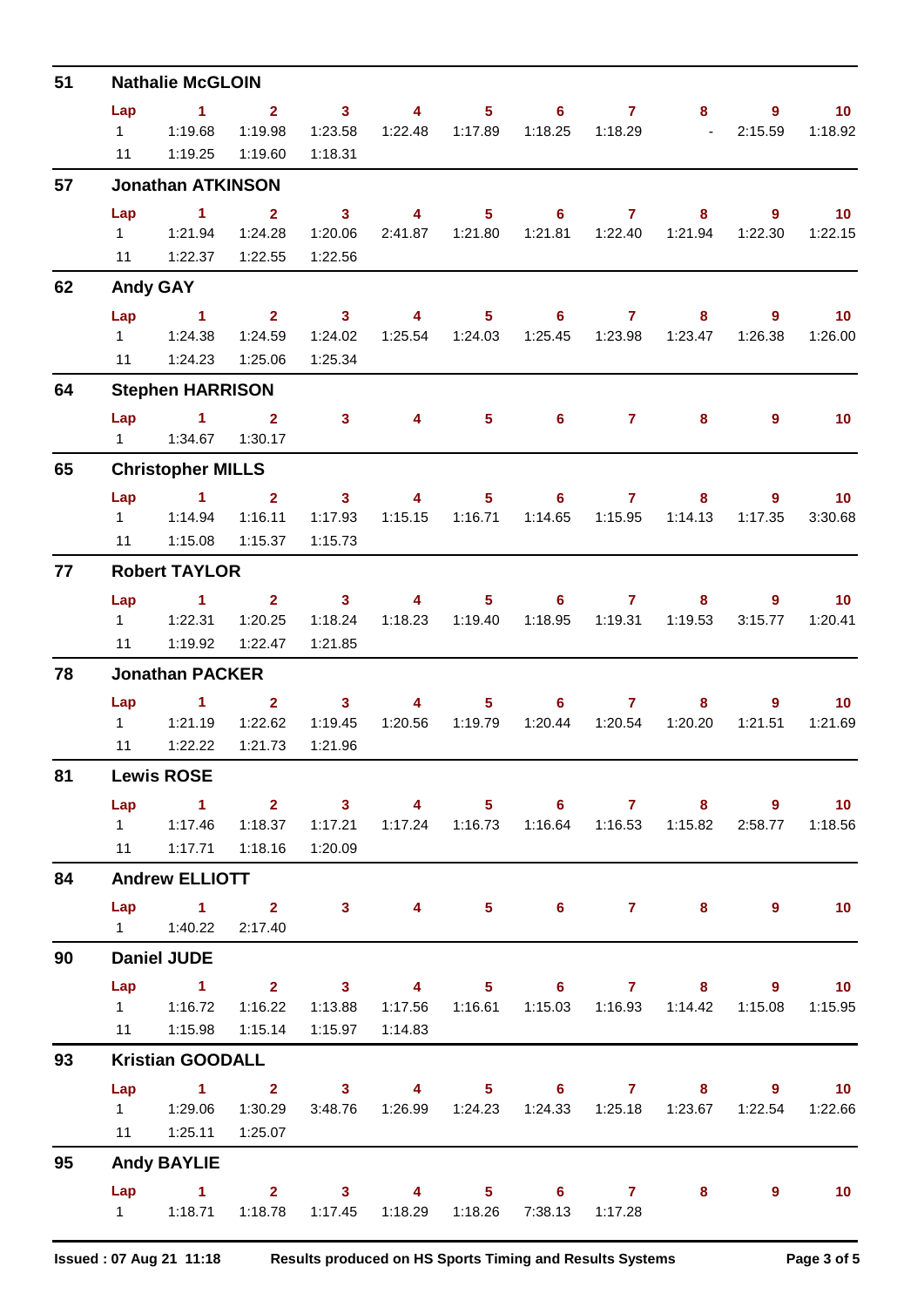## 51 Nathalie McGLOIN

| Lap | 1 | 2 | 3 | 4 | 5 | 6 | 7 | 8 | 9 | 10 |
|---|---|---|---|---|---|---|---|---|---|---|
| 1 | 1:19.68 | 1:19.98 | 1:23.58 | 1:22.48 | 1:17.89 | 1:18.25 | 1:18.29 | - | 2:15.59 | 1:18.92 |
| 11 | 1:19.25 | 1:19.60 | 1:18.31 | | | | | | | |

## 57 Jonathan ATKINSON

| Lap | 1 | 2 | 3 | 4 | 5 | 6 | 7 | 8 | 9 | 10 |
|---|---|---|---|---|---|---|---|---|---|---|
| 1 | 1:21.94 | 1:24.28 | 1:20.06 | 2:41.87 | 1:21.80 | 1:21.81 | 1:22.40 | 1:21.94 | 1:22.30 | 1:22.15 |
| 11 | 1:22.37 | 1:22.55 | 1:22.56 | | | | | | | |

## 62 Andy GAY

| Lap | 1 | 2 | 3 | 4 | 5 | 6 | 7 | 8 | 9 | 10 |
|---|---|---|---|---|---|---|---|---|---|---|
| 1 | 1:24.38 | 1:24.59 | 1:24.02 | 1:25.54 | 1:24.03 | 1:25.45 | 1:23.98 | 1:23.47 | 1:26.38 | 1:26.00 |
| 11 | 1:24.23 | 1:25.06 | 1:25.34 | | | | | | | |

## 64 Stephen HARRISON

| Lap | 1 | 2 | 3 | 4 | 5 | 6 | 7 | 8 | 9 | 10 |
|---|---|---|---|---|---|---|---|---|---|---|
| 1 | 1:34.67 | 1:30.17 | | | | | | | | |

## 65 Christopher MILLS

| Lap | 1 | 2 | 3 | 4 | 5 | 6 | 7 | 8 | 9 | 10 |
|---|---|---|---|---|---|---|---|---|---|---|
| 1 | 1:14.94 | 1:16.11 | 1:17.93 | 1:15.15 | 1:16.71 | 1:14.65 | 1:15.95 | 1:14.13 | 1:17.35 | 3:30.68 |
| 11 | 1:15.08 | 1:15.37 | 1:15.73 | | | | | | | |

## 77 Robert TAYLOR

| Lap | 1 | 2 | 3 | 4 | 5 | 6 | 7 | 8 | 9 | 10 |
|---|---|---|---|---|---|---|---|---|---|---|
| 1 | 1:22.31 | 1:20.25 | 1:18.24 | 1:18.23 | 1:19.40 | 1:18.95 | 1:19.31 | 1:19.53 | 3:15.77 | 1:20.41 |
| 11 | 1:19.92 | 1:22.47 | 1:21.85 | | | | | | | |

## 78 Jonathan PACKER

| Lap | 1 | 2 | 3 | 4 | 5 | 6 | 7 | 8 | 9 | 10 |
|---|---|---|---|---|---|---|---|---|---|---|
| 1 | 1:21.19 | 1:22.62 | 1:19.45 | 1:20.56 | 1:19.79 | 1:20.44 | 1:20.54 | 1:20.20 | 1:21.51 | 1:21.69 |
| 11 | 1:22.22 | 1:21.73 | 1:21.96 | | | | | | | |

## 81 Lewis ROSE

| Lap | 1 | 2 | 3 | 4 | 5 | 6 | 7 | 8 | 9 | 10 |
|---|---|---|---|---|---|---|---|---|---|---|
| 1 | 1:17.46 | 1:18.37 | 1:17.21 | 1:17.24 | 1:16.73 | 1:16.64 | 1:16.53 | 1:15.82 | 2:58.77 | 1:18.56 |
| 11 | 1:17.71 | 1:18.16 | 1:20.09 | | | | | | | |

## 84 Andrew ELLIOTT

| Lap | 1 | 2 | 3 | 4 | 5 | 6 | 7 | 8 | 9 | 10 |
|---|---|---|---|---|---|---|---|---|---|---|
| 1 | 1:40.22 | 2:17.40 | | | | | | | | |

## 90 Daniel JUDE

| Lap | 1 | 2 | 3 | 4 | 5 | 6 | 7 | 8 | 9 | 10 |
|---|---|---|---|---|---|---|---|---|---|---|
| 1 | 1:16.72 | 1:16.22 | 1:13.88 | 1:17.56 | 1:16.61 | 1:15.03 | 1:16.93 | 1:14.42 | 1:15.08 | 1:15.95 |
| 11 | 1:15.98 | 1:15.14 | 1:15.97 | 1:14.83 | | | | | | |

## 93 Kristian GOODALL

| Lap | 1 | 2 | 3 | 4 | 5 | 6 | 7 | 8 | 9 | 10 |
|---|---|---|---|---|---|---|---|---|---|---|
| 1 | 1:29.06 | 1:30.29 | 3:48.76 | 1:26.99 | 1:24.23 | 1:24.33 | 1:25.18 | 1:23.67 | 1:22.54 | 1:22.66 |
| 11 | 1:25.11 | 1:25.07 | | | | | | | | |

## 95 Andy BAYLIE

| Lap | 1 | 2 | 3 | 4 | 5 | 6 | 7 | 8 | 9 | 10 |
|---|---|---|---|---|---|---|---|---|---|---|
| 1 | 1:18.71 | 1:18.78 | 1:17.45 | 1:18.29 | 1:18.26 | 7:38.13 | 1:17.28 | | | |

Issued : 07 Aug 21 11:18 Results produced on HS Sports Timing and Results Systems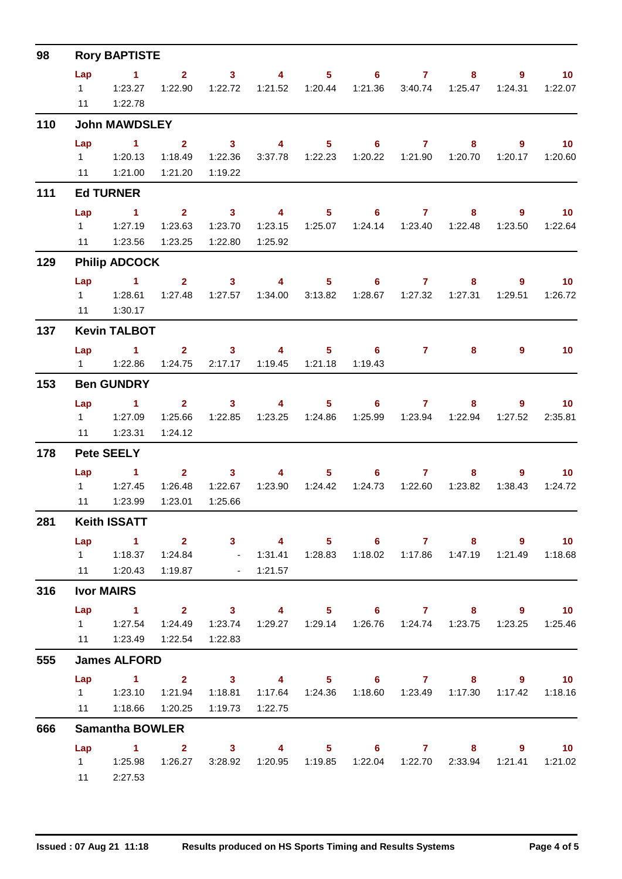## 98 Rory BAPTISTE

| Lap | 1 | 2 | 3 | 4 | 5 | 6 | 7 | 8 | 9 | 10 |
|---|---|---|---|---|---|---|---|---|---|---|
| 1 | 1:23.27 | 1:22.90 | 1:22.72 | 1:21.52 | 1:20.44 | 1:21.36 | 3:40.74 | 1:25.47 | 1:24.31 | 1:22.07 |
| 11 | 1:22.78 | | | | | | | | | |

## 110 John MAWDSLEY

| Lap | 1 | 2 | 3 | 4 | 5 | 6 | 7 | 8 | 9 | 10 |
|---|---|---|---|---|---|---|---|---|---|---|
| 1 | 1:20.13 | 1:18.49 | 1:22.36 | 3:37.78 | 1:22.23 | 1:20.22 | 1:21.90 | 1:20.70 | 1:20.17 | 1:20.60 |
| 11 | 1:21.00 | 1:21.20 | 1:19.22 | | | | | | | |

## 111 Ed TURNER

| Lap | 1 | 2 | 3 | 4 | 5 | 6 | 7 | 8 | 9 | 10 |
|---|---|---|---|---|---|---|---|---|---|---|
| 1 | 1:27.19 | 1:23.63 | 1:23.70 | 1:23.15 | 1:25.07 | 1:24.14 | 1:23.40 | 1:22.48 | 1:23.50 | 1:22.64 |
| 11 | 1:23.56 | 1:23.25 | 1:22.80 | 1:25.92 | | | | | | |

## 129 Philip ADCOCK

| Lap | 1 | 2 | 3 | 4 | 5 | 6 | 7 | 8 | 9 | 10 |
|---|---|---|---|---|---|---|---|---|---|---|
| 1 | 1:28.61 | 1:27.48 | 1:27.57 | 1:34.00 | 3:13.82 | 1:28.67 | 1:27.32 | 1:27.31 | 1:29.51 | 1:26.72 |
| 11 | 1:30.17 | | | | | | | | | |

## 137 Kevin TALBOT

| Lap | 1 | 2 | 3 | 4 | 5 | 6 | 7 | 8 | 9 | 10 |
|---|---|---|---|---|---|---|---|---|---|---|
| 1 | 1:22.86 | 1:24.75 | 2:17.17 | 1:19.45 | 1:21.18 | 1:19.43 | | | | |

## 153 Ben GUNDRY

| Lap | 1 | 2 | 3 | 4 | 5 | 6 | 7 | 8 | 9 | 10 |
|---|---|---|---|---|---|---|---|---|---|---|
| 1 | 1:27.09 | 1:25.66 | 1:22.85 | 1:23.25 | 1:24.86 | 1:25.99 | 1:23.94 | 1:22.94 | 1:27.52 | 2:35.81 |
| 11 | 1:23.31 | 1:24.12 | | | | | | | | |

## 178 Pete SEELY

| Lap | 1 | 2 | 3 | 4 | 5 | 6 | 7 | 8 | 9 | 10 |
|---|---|---|---|---|---|---|---|---|---|---|
| 1 | 1:27.45 | 1:26.48 | 1:22.67 | 1:23.90 | 1:24.42 | 1:24.73 | 1:22.60 | 1:23.82 | 1:38.43 | 1:24.72 |
| 11 | 1:23.99 | 1:23.01 | 1:25.66 | | | | | | | |

## 281 Keith ISSATT

| Lap | 1 | 2 | 3 | 4 | 5 | 6 | 7 | 8 | 9 | 10 |
|---|---|---|---|---|---|---|---|---|---|---|
| 1 | 1:18.37 | 1:24.84 | - | 1:31.41 | 1:28.83 | 1:18.02 | 1:17.86 | 1:47.19 | 1:21.49 | 1:18.68 |
| 11 | 1:20.43 | 1:19.87 | - | 1:21.57 | | | | | | |

## 316 Ivor MAIRS

| Lap | 1 | 2 | 3 | 4 | 5 | 6 | 7 | 8 | 9 | 10 |
|---|---|---|---|---|---|---|---|---|---|---|
| 1 | 1:27.54 | 1:24.49 | 1:23.74 | 1:29.27 | 1:29.14 | 1:26.76 | 1:24.74 | 1:23.75 | 1:23.25 | 1:25.46 |
| 11 | 1:23.49 | 1:22.54 | 1:22.83 | | | | | | | |

## 555 James ALFORD

| Lap | 1 | 2 | 3 | 4 | 5 | 6 | 7 | 8 | 9 | 10 |
|---|---|---|---|---|---|---|---|---|---|---|
| 1 | 1:23.10 | 1:21.94 | 1:18.81 | 1:17.64 | 1:24.36 | 1:18.60 | 1:23.49 | 1:17.30 | 1:17.42 | 1:18.16 |
| 11 | 1:18.66 | 1:20.25 | 1:19.73 | 1:22.75 | | | | | | |

## 666 Samantha BOWLER

| Lap | 1 | 2 | 3 | 4 | 5 | 6 | 7 | 8 | 9 | 10 |
|---|---|---|---|---|---|---|---|---|---|---|
| 1 | 1:25.98 | 1:26.27 | 3:28.92 | 1:20.95 | 1:19.85 | 1:22.04 | 1:22.70 | 2:33.94 | 1:21.41 | 1:21.02 |
| 11 | 2:27.53 | | | | | | | | | |

Issued : 07 Aug 21 11:18 — Results produced on HS Sports Timing and Results Systems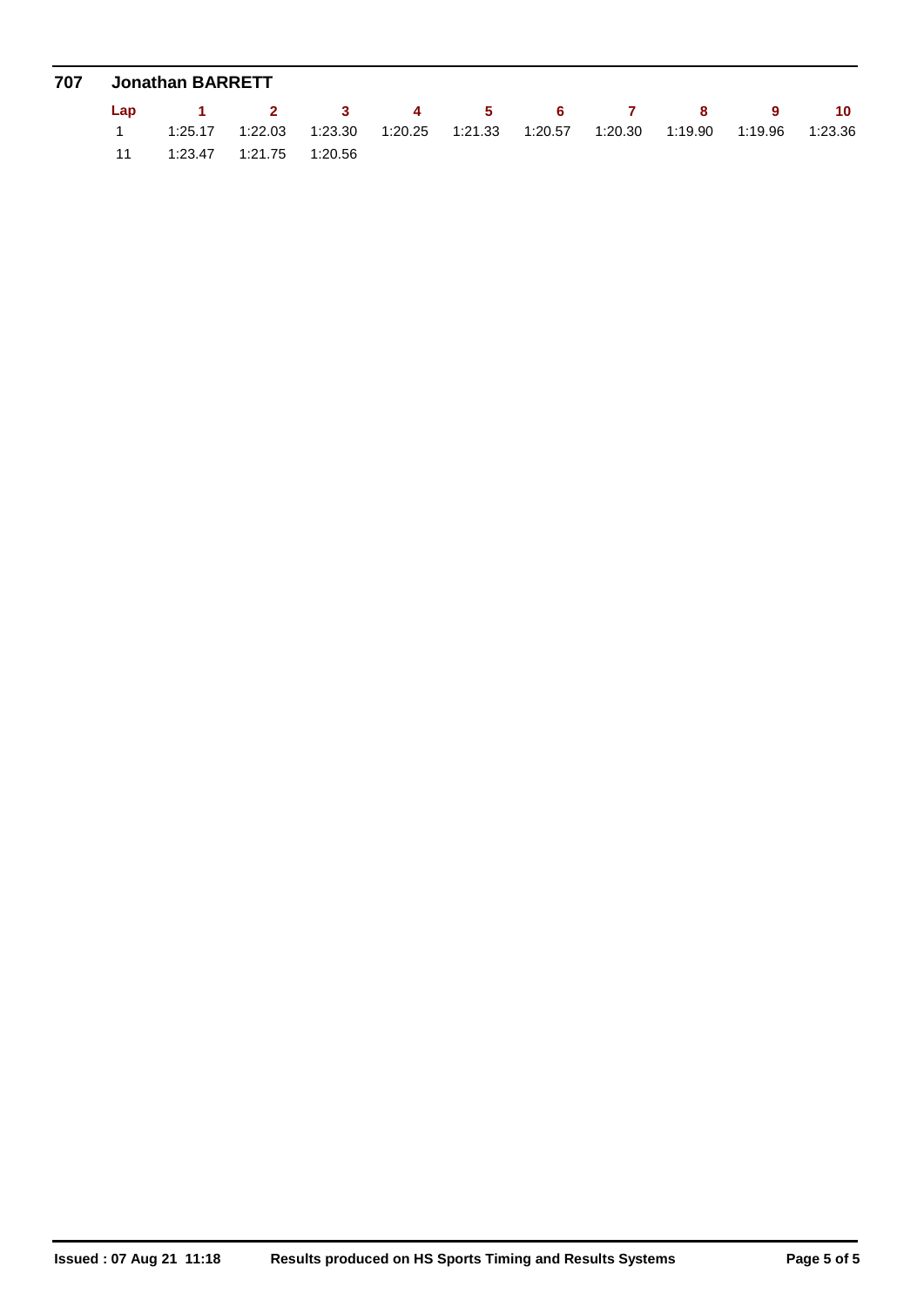**707 Jonathan BARRETT**

| Lap | 1 | 2 | 3 | 4 | 5 | 6 | 7 | 8 | 9 | 10 |
|---|---|---|---|---|---|---|---|---|---|---|
| 1 | 1:25.17 | 1:22.03 | 1:23.30 | 1:20.25 | 1:21.33 | 1:20.57 | 1:20.30 | 1:19.90 | 1:19.96 | 1:23.36 |
| 11 | 1:23.47 | 1:21.75 | 1:20.56 | | | | | | | |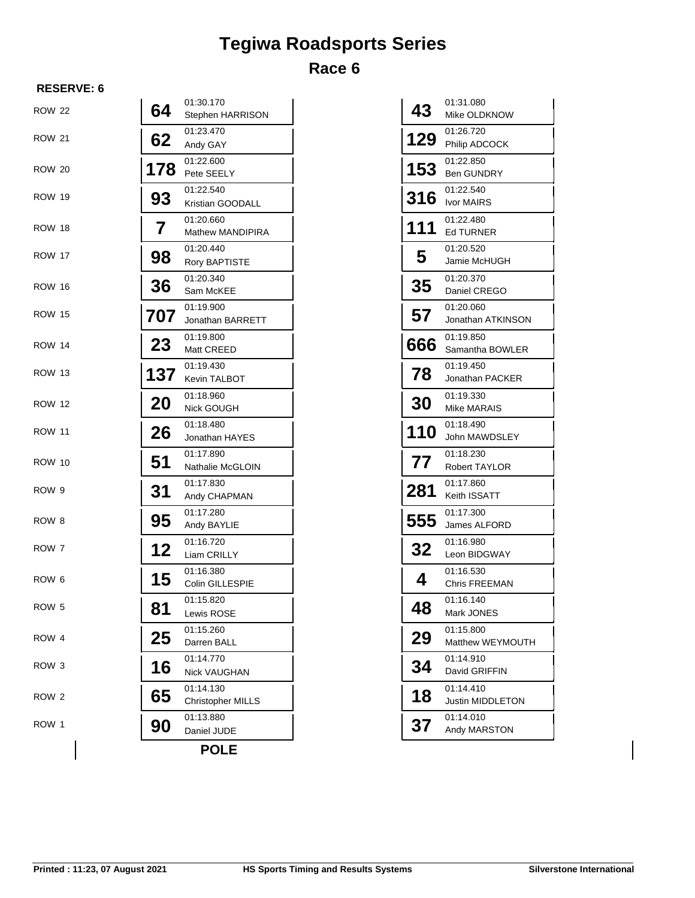# Tegiwa Roadsports Series

## Race 6

**RESERVE: 6**

| Row | No. | Time | Driver | No. | Time | Driver |
|---|---|---|---|---|---|---|
| ROW 22 | 64 | 01:30.170 | Stephen HARRISON | 43 | 01:31.080 | Mike OLDKNOW |
| ROW 21 | 62 | 01:23.470 | Andy GAY | 129 | 01:26.720 | Philip ADCOCK |
| ROW 20 | 178 | 01:22.600 | Pete SEELY | 153 | 01:22.850 | Ben GUNDRY |
| ROW 19 | 93 | 01:22.540 | Kristian GOODALL | 316 | 01:22.540 | Ivor MAIRS |
| ROW 18 | 7 | 01:20.660 | Mathew MANDIPIRA | 111 | 01:22.480 | Ed TURNER |
| ROW 17 | 98 | 01:20.440 | Rory BAPTISTE | 5 | 01:20.520 | Jamie McHUGH |
| ROW 16 | 36 | 01:20.340 | Sam McKEE | 35 | 01:20.370 | Daniel CREGO |
| ROW 15 | 707 | 01:19.900 | Jonathan BARRETT | 57 | 01:20.060 | Jonathan ATKINSON |
| ROW 14 | 23 | 01:19.800 | Matt CREED | 666 | 01:19.850 | Samantha BOWLER |
| ROW 13 | 137 | 01:19.430 | Kevin TALBOT | 78 | 01:19.450 | Jonathan PACKER |
| ROW 12 | 20 | 01:18.960 | Nick GOUGH | 30 | 01:19.330 | Mike MARAIS |
| ROW 11 | 26 | 01:18.480 | Jonathan HAYES | 110 | 01:18.490 | John MAWDSLEY |
| ROW 10 | 51 | 01:17.890 | Nathalie McGLOIN | 77 | 01:18.230 | Robert TAYLOR |
| ROW 9 | 31 | 01:17.830 | Andy CHAPMAN | 281 | 01:17.860 | Keith ISSATT |
| ROW 8 | 95 | 01:17.280 | Andy BAYLIE | 555 | 01:17.300 | James ALFORD |
| ROW 7 | 12 | 01:16.720 | Liam CRILLY | 32 | 01:16.980 | Leon BIDGWAY |
| ROW 6 | 15 | 01:16.380 | Colin GILLESPIE | 4 | 01:16.530 | Chris FREEMAN |
| ROW 5 | 81 | 01:15.820 | Lewis ROSE | 48 | 01:16.140 | Mark JONES |
| ROW 4 | 25 | 01:15.260 | Darren BALL | 29 | 01:15.800 | Matthew WEYMOUTH |
| ROW 3 | 16 | 01:14.770 | Nick VAUGHAN | 34 | 01:14.910 | David GRIFFIN |
| ROW 2 | 65 | 01:14.130 | Christopher MILLS | 18 | 01:14.410 | Justin MIDDLETON |
| ROW 1 | 90 | 01:13.880 | Daniel JUDE | 37 | 01:14.010 | Andy MARSTON |

**POLE**

**Printed : 11:23, 07 August 2021** **HS Sports Timing and Results Systems** **Silverstone International**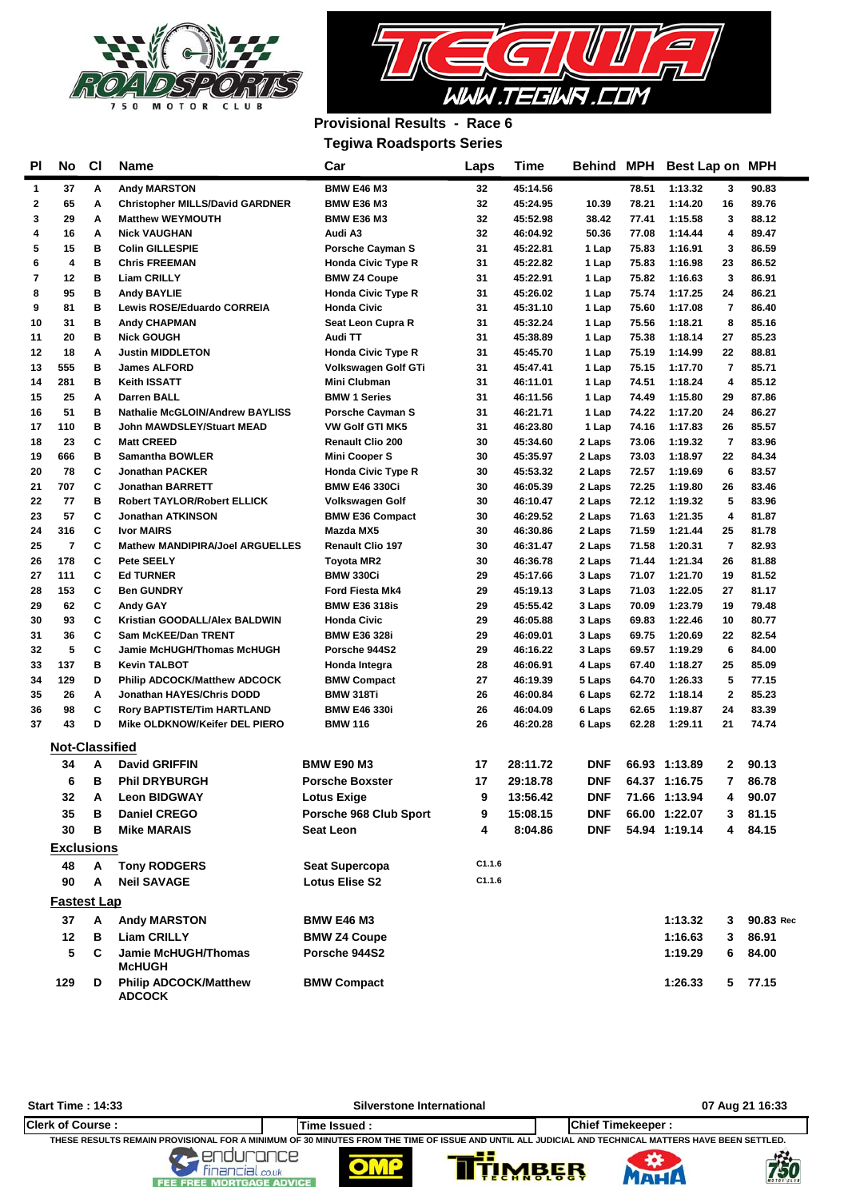**Provisional Results - Race 6**

**Tegiwa Roadsports Series**

| Pl | No | Cl | Name | Car | Laps | Time | Behind | MPH | Best Lap | on | MPH |
|---|---|---|---|---|---|---|---|---|---|---|---|
| 1 | 37 | A | Andy MARSTON | BMW E46 M3 | 32 | 45:14.56 | | 78.51 | 1:13.32 | 3 | 90.83 |
| 2 | 65 | A | Christopher MILLS/David GARDNER | BMW E36 M3 | 32 | 45:24.95 | 10.39 | 78.21 | 1:14.20 | 16 | 89.76 |
| 3 | 29 | A | Matthew WEYMOUTH | BMW E36 M3 | 32 | 45:52.98 | 38.42 | 77.41 | 1:15.58 | 3 | 88.12 |
| 4 | 16 | A | Nick VAUGHAN | Audi A3 | 32 | 46:04.92 | 50.36 | 77.08 | 1:14.44 | 4 | 89.47 |
| 5 | 15 | B | Colin GILLESPIE | Porsche Cayman S | 31 | 45:22.81 | 1 Lap | 75.83 | 1:16.91 | 3 | 86.59 |
| 6 | 4 | B | Chris FREEMAN | Honda Civic Type R | 31 | 45:22.82 | 1 Lap | 75.83 | 1:16.98 | 23 | 86.52 |
| 7 | 12 | B | Liam CRILLY | BMW Z4 Coupe | 31 | 45:22.91 | 1 Lap | 75.82 | 1:16.63 | 3 | 86.91 |
| 8 | 95 | B | Andy BAYLIE | Honda Civic Type R | 31 | 45:26.02 | 1 Lap | 75.74 | 1:17.25 | 24 | 86.21 |
| 9 | 81 | B | Lewis ROSE/Eduardo CORREIA | Honda Civic | 31 | 45:31.10 | 1 Lap | 75.60 | 1:17.08 | 8 | 86.40 |
| 10 | 31 | B | Andy CHAPMAN | Seat Leon Cupra R | 31 | 45:32.24 | 1 Lap | 75.56 | 1:18.21 | 8 | 85.16 |
| 11 | 20 | B | Nick GOUGH | Audi TT | 31 | 45:38.89 | 1 Lap | 75.38 | 1:18.14 | 27 | 85.23 |
| 12 | 18 | A | Justin MIDDLETON | Honda Civic Type R | 31 | 45:45.70 | 1 Lap | 75.19 | 1:14.99 | 22 | 88.81 |
| 13 | 555 | B | James ALFORD | Volkswagen Golf GTi | 31 | 45:47.41 | 1 Lap | 75.15 | 1:17.70 | 7 | 85.71 |
| 14 | 281 | B | Keith ISSATT | Mini Clubman | 31 | 46:11.01 | 1 Lap | 74.51 | 1:18.24 | 4 | 85.12 |
| 15 | 25 | A | Darren BALL | BMW 1 Series | 31 | 46:11.56 | 1 Lap | 74.49 | 1:15.80 | 29 | 87.86 |
| 16 | 51 | B | Nathalie McGLOIN/Andrew BAYLISS | Porsche Cayman S | 31 | 46:21.71 | 1 Lap | 74.22 | 1:17.20 | 24 | 86.27 |
| 17 | 110 | B | John MAWDSLEY/Stuart MEAD | VW Golf GTI MK5 | 31 | 46:23.80 | 1 Lap | 74.16 | 1:17.83 | 26 | 85.57 |
| 18 | 23 | C | Matt CREED | Renault Clio 200 | 30 | 45:34.60 | 2 Laps | 73.06 | 1:19.32 | 7 | 83.96 |
| 19 | 666 | B | Samantha BOWLER | Mini Cooper S | 30 | 45:35.97 | 2 Laps | 73.03 | 1:18.97 | 22 | 84.34 |
| 20 | 78 | C | Jonathan PACKER | Honda Civic Type R | 30 | 45:53.32 | 2 Laps | 72.57 | 1:19.69 | 6 | 83.57 |
| 21 | 707 | C | Jonathan BARRETT | BMW E46 330Ci | 30 | 46:05.39 | 2 Laps | 72.25 | 1:19.80 | 26 | 83.46 |
| 22 | 77 | B | Robert TAYLOR/Robert ELLICK | Volkswagen Golf | 30 | 46:10.47 | 2 Laps | 72.12 | 1:19.32 | 5 | 83.96 |
| 23 | 57 | C | Jonathan ATKINSON | BMW E36 Compact | 30 | 46:29.52 | 2 Laps | 71.63 | 1:21.35 | 4 | 81.87 |
| 24 | 316 | C | Ivor MAIRS | Mazda MX5 | 30 | 46:30.86 | 2 Laps | 71.59 | 1:21.44 | 25 | 81.78 |
| 25 | 7 | C | Mathew MANDIPIRA/Joel ARGUELLES | Renault Clio 197 | 30 | 46:31.47 | 2 Laps | 71.58 | 1:20.31 | 7 | 82.93 |
| 26 | 178 | C | Pete SEELY | Toyota MR2 | 30 | 46:36.78 | 2 Laps | 71.44 | 1:21.34 | 26 | 81.88 |
| 27 | 111 | C | Ed TURNER | BMW 330Ci | 29 | 45:17.66 | 3 Laps | 71.07 | 1:21.70 | 19 | 81.52 |
| 28 | 153 | C | Ben GUNDRY | Ford Fiesta Mk4 | 29 | 45:19.13 | 3 Laps | 71.03 | 1:22.05 | 27 | 81.17 |
| 29 | 62 | C | Andy GAY | BMW E36 318is | 29 | 45:55.42 | 3 Laps | 70.09 | 1:23.79 | 19 | 79.48 |
| 30 | 93 | C | Kristian GOODALL/Alex BALDWIN | Honda Civic | 29 | 46:05.88 | 3 Laps | 69.83 | 1:22.46 | 10 | 80.77 |
| 31 | 36 | C | Sam McKEE/Dan TRENT | BMW E36 328i | 29 | 46:09.01 | 3 Laps | 69.75 | 1:20.69 | 22 | 82.54 |
| 32 | 5 | C | Jamie McHUGH/Thomas McHUGH | Porsche 944S2 | 29 | 46:16.22 | 3 Laps | 69.57 | 1:19.29 | 6 | 84.00 |
| 33 | 137 | B | Kevin TALBOT | Honda Integra | 28 | 46:06.91 | 4 Laps | 67.40 | 1:18.27 | 25 | 85.09 |
| 34 | 129 | D | Philip ADCOCK/Matthew ADCOCK | BMW Compact | 27 | 46:19.39 | 5 Laps | 64.70 | 1:26.33 | 5 | 77.15 |
| 35 | 26 | A | Jonathan HAYES/Chris DODD | BMW 318Ti | 26 | 46:00.84 | 6 Laps | 62.72 | 1:18.14 | 2 | 85.23 |
| 36 | 98 | C | Rory BAPTISTE/Tim HARTLAND | BMW E46 330i | 26 | 46:04.09 | 6 Laps | 62.65 | 1:19.87 | 24 | 83.39 |
| 37 | 43 | D | Mike OLDKNOW/Keifer DEL PIERO | BMW 116 | 26 | 46:20.28 | 6 Laps | 62.28 | 1:29.11 | 21 | 74.74 |

**Not-Classified**

| No | Cl | Name | Car | Laps | Time | Behind | MPH | Best Lap | on | MPH |
|---|---|---|---|---|---|---|---|---|---|---|
| 34 | A | David GRIFFIN | BMW E90 M3 | 17 | 28:11.72 | DNF | 66.93 | 1:13.89 | 2 | 90.13 |
| 6 | B | Phil DRYBURGH | Porsche Boxster | 17 | 29:18.78 | DNF | 64.37 | 1:16.75 | 7 | 86.78 |
| 32 | A | Leon BIDGWAY | Lotus Exige | 9 | 13:56.42 | DNF | 71.66 | 1:13.94 | 4 | 90.07 |
| 35 | B | Daniel CREGO | Porsche 968 Club Sport | 9 | 15:08.15 | DNF | 66.00 | 1:22.07 | 3 | 81.15 |
| 30 | B | Mike MARAIS | Seat Leon | 4 | 8:04.86 | DNF | 54.94 | 1:19.14 | 4 | 84.15 |

**Exclusions**

| No | Cl | Name | Car | |
|---|---|---|---|---|
| 48 | A | Tony RODGERS | Seat Supercopa | C1.1.6 |
| 90 | A | Neil SAVAGE | Lotus Elise S2 | C1.1.6 |

**Fastest Lap**

| No | Cl | Name | Car | Best Lap | on | MPH |
|---|---|---|---|---|---|---|
| 37 | A | Andy MARSTON | BMW E46 M3 | 1:13.32 | 3 | 90.83 Rec |
| 12 | B | Liam CRILLY | BMW Z4 Coupe | 1:16.63 | 3 | 86.91 |
| 5 | C | Jamie McHUGH/Thomas McHUGH | Porsche 944S2 | 1:19.29 | 6 | 84.00 |
| 129 | D | Philip ADCOCK/Matthew ADCOCK | BMW Compact | 1:26.33 | 5 | 77.15 |

Start Time : 14:33 — Silverstone International — 07 Aug 21 16:33

Clerk of Course : | Time Issued : | Chief Timekeeper :

THESE RESULTS REMAIN PROVISIONAL FOR A MINIMUM OF 30 MINUTES FROM THE TIME OF ISSUE AND UNTIL ALL JUDICIAL AND TECHNICAL MATTERS HAVE BEEN SETTLED.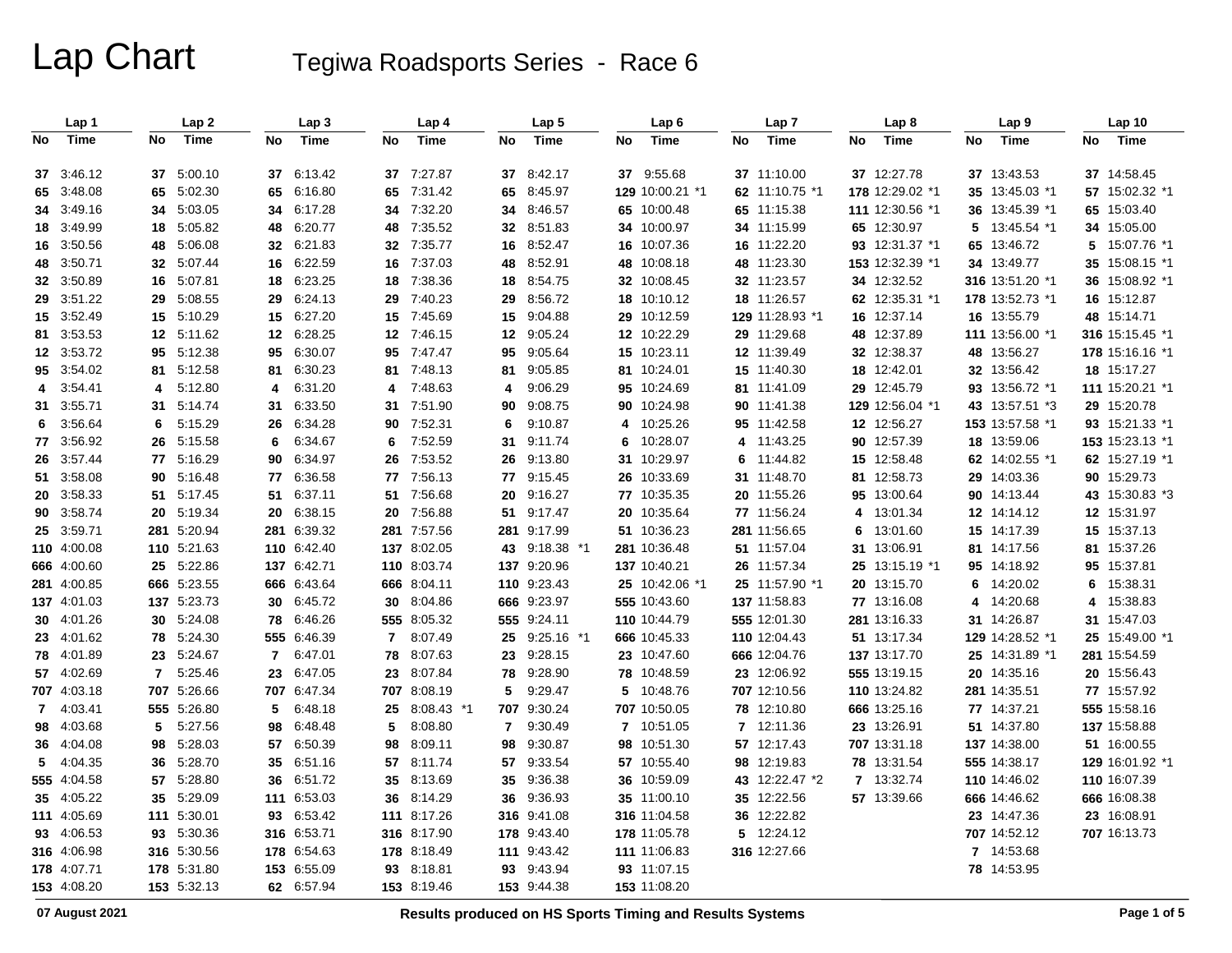# Lap Chart

## Tegiwa Roadsports Series - Race 6

| Lap 1 | | Lap 2 | | Lap 3 | | Lap 4 | | Lap 5 | | Lap 6 | | Lap 7 | | Lap 8 | | Lap 9 | | Lap 10 | |
|---|---|---|---|---|---|---|---|---|---|---|---|---|---|---|---|---|---|---|---|
| No | Time | No | Time | No | Time | No | Time | No | Time | No | Time | No | Time | No | Time | No | Time | No | Time |
| 37 | 3:46.12 | 37 | 5:00.10 | 37 | 6:13.42 | 37 | 7:27.87 | 37 | 8:42.17 | 37 | 9:55.68 | 37 | 11:10.00 | 37 | 12:27.78 | 37 | 13:43.53 | 37 | 14:58.45 |
| 65 | 3:48.08 | 65 | 5:02.30 | 65 | 6:16.80 | 65 | 7:31.42 | 65 | 8:45.97 | 129 | 10:00.21 *1 | 62 | 11:10.75 *1 | 178 | 12:29.02 *1 | 35 | 13:45.03 *1 | 57 | 15:02.32 *1 |
| 34 | 3:49.16 | 34 | 5:03.05 | 34 | 6:17.28 | 34 | 7:32.20 | 34 | 8:46.57 | 65 | 10:00.48 | 65 | 11:15.38 | 111 | 12:30.56 *1 | 36 | 13:45.39 *1 | 65 | 15:03.40 |
| 18 | 3:49.99 | 18 | 5:05.82 | 48 | 6:20.77 | 48 | 7:35.52 | 32 | 8:51.83 | 34 | 10:00.97 | 34 | 11:15.99 | 65 | 12:30.97 | 5 | 13:45.54 *1 | 34 | 15:05.00 |
| 16 | 3:50.56 | 48 | 5:06.08 | 32 | 6:21.83 | 32 | 7:35.77 | 16 | 8:52.47 | 16 | 10:07.36 | 16 | 11:22.20 | 93 | 12:31.37 *1 | 65 | 13:46.72 | 5 | 15:07.76 *1 |
| 48 | 3:50.71 | 32 | 5:07.44 | 16 | 6:22.59 | 16 | 7:37.03 | 48 | 8:52.91 | 48 | 10:08.18 | 48 | 11:23.30 | 153 | 12:32.39 *1 | 34 | 13:49.77 | 35 | 15:08.15 *1 |
| 32 | 3:50.89 | 16 | 5:07.81 | 18 | 6:23.25 | 18 | 7:38.36 | 18 | 8:54.75 | 32 | 10:08.45 | 32 | 11:23.57 | 34 | 12:32.52 | 316 | 13:51.20 *1 | 36 | 15:08.92 *1 |
| 29 | 3:51.22 | 29 | 5:08.55 | 29 | 6:24.13 | 29 | 7:40.23 | 29 | 8:56.72 | 18 | 10:10.12 | 18 | 11:26.57 | 62 | 12:35.31 *1 | 178 | 13:52.73 *1 | 16 | 15:12.87 |
| 15 | 3:52.49 | 15 | 5:10.29 | 15 | 6:27.20 | 15 | 7:45.69 | 15 | 9:04.88 | 29 | 10:12.59 | 129 | 11:28.93 *1 | 16 | 12:37.14 | 16 | 13:55.79 | 48 | 15:14.71 |
| 81 | 3:53.53 | 12 | 5:11.62 | 12 | 6:28.25 | 12 | 7:46.15 | 12 | 9:05.24 | 12 | 10:22.29 | 29 | 11:29.68 | 48 | 12:37.89 | 111 | 13:56.00 *1 | 316 | 15:15.45 *1 |
| 12 | 3:53.72 | 95 | 5:12.38 | 95 | 6:30.07 | 95 | 7:47.47 | 95 | 9:05.64 | 15 | 10:23.11 | 12 | 11:39.49 | 32 | 12:38.37 | 48 | 13:56.27 | 178 | 15:16.16 *1 |
| 95 | 3:54.02 | 81 | 5:12.58 | 81 | 6:30.23 | 81 | 7:48.13 | 81 | 9:05.85 | 81 | 10:24.01 | 15 | 11:40.30 | 18 | 12:42.01 | 32 | 13:56.42 | 18 | 15:17.27 |
| 4 | 3:54.41 | 4 | 5:12.80 | 4 | 6:31.20 | 4 | 7:48.63 | 4 | 9:06.29 | 95 | 10:24.69 | 81 | 11:41.09 | 29 | 12:45.79 | 93 | 13:56.72 *1 | 111 | 15:20.21 *1 |
| 31 | 3:55.71 | 31 | 5:14.74 | 31 | 6:33.50 | 31 | 7:51.90 | 90 | 9:08.75 | 90 | 10:24.98 | 90 | 11:41.38 | 129 | 12:56.04 *1 | 43 | 13:57.51 *3 | 29 | 15:20.78 |
| 6 | 3:56.64 | 6 | 5:15.29 | 26 | 6:34.28 | 90 | 7:52.31 | 6 | 9:10.87 | 4 | 10:25.26 | 95 | 11:42.58 | 12 | 12:56.27 | 153 | 13:57.58 *1 | 93 | 15:21.33 *1 |
| 77 | 3:56.92 | 26 | 5:15.58 | 6 | 6:34.67 | 6 | 7:52.59 | 31 | 9:11.74 | 6 | 10:28.07 | 4 | 11:43.25 | 90 | 12:57.39 | 18 | 13:59.06 | 153 | 15:23.13 *1 |
| 26 | 3:57.44 | 77 | 5:16.29 | 90 | 6:34.97 | 26 | 7:53.52 | 26 | 9:13.80 | 31 | 10:29.97 | 6 | 11:44.82 | 15 | 12:58.48 | 62 | 14:02.55 *1 | 62 | 15:27.19 *1 |
| 51 | 3:58.08 | 90 | 5:16.48 | 77 | 6:36.58 | 77 | 7:56.13 | 77 | 9:15.45 | 26 | 10:33.69 | 31 | 11:48.70 | 81 | 12:58.73 | 29 | 14:03.36 | 90 | 15:29.73 |
| 20 | 3:58.33 | 51 | 5:17.45 | 51 | 6:37.11 | 51 | 7:56.68 | 20 | 9:16.27 | 77 | 10:35.35 | 20 | 11:55.26 | 95 | 13:00.64 | 90 | 14:13.44 | 43 | 15:30.83 *3 |
| 90 | 3:58.74 | 20 | 5:19.34 | 20 | 6:38.15 | 20 | 7:56.88 | 51 | 9:17.47 | 20 | 10:35.64 | 77 | 11:56.24 | 4 | 13:01.34 | 12 | 14:14.12 | 12 | 15:31.97 |
| 25 | 3:59.71 | 281 | 5:20.94 | 281 | 6:39.32 | 281 | 7:57.56 | 281 | 9:17.99 | 51 | 10:36.23 | 281 | 11:56.65 | 6 | 13:01.60 | 15 | 14:17.39 | 15 | 15:37.13 |
| 110 | 4:00.08 | 110 | 5:21.63 | 110 | 6:42.40 | 137 | 8:02.05 | 43 | 9:18.38 *1 | 281 | 10:36.48 | 51 | 11:57.04 | 31 | 13:06.91 | 81 | 14:17.56 | 81 | 15:37.26 |
| 666 | 4:00.60 | 25 | 5:22.86 | 137 | 6:42.71 | 110 | 8:03.74 | 137 | 9:20.96 | 137 | 10:40.21 | 26 | 11:57.34 | 25 | 13:15.19 *1 | 95 | 14:18.92 | 95 | 15:37.81 |
| 281 | 4:00.85 | 666 | 5:23.55 | 666 | 6:43.64 | 666 | 8:04.11 | 110 | 9:23.43 | 25 | 10:42.06 *1 | 25 | 11:57.90 *1 | 20 | 13:15.70 | 6 | 14:20.02 | 6 | 15:38.31 |
| 137 | 4:01.03 | 137 | 5:23.73 | 30 | 6:45.72 | 30 | 8:04.86 | 666 | 9:23.97 | 555 | 10:43.60 | 137 | 11:58.83 | 77 | 13:16.08 | 4 | 14:20.68 | 4 | 15:38.83 |
| 30 | 4:01.26 | 30 | 5:24.08 | 78 | 6:46.26 | 555 | 8:05.32 | 555 | 9:24.11 | 110 | 10:44.79 | 555 | 12:01.30 | 281 | 13:16.33 | 31 | 14:26.87 | 31 | 15:47.03 |
| 23 | 4:01.62 | 78 | 5:24.30 | 555 | 6:46.39 | 7 | 8:07.49 | 25 | 9:25.16 *1 | 666 | 10:45.33 | 110 | 12:04.43 | 51 | 13:17.34 | 129 | 14:28.52 *1 | 25 | 15:49.00 *1 |
| 78 | 4:01.89 | 23 | 5:24.67 | 7 | 6:47.01 | 78 | 8:07.63 | 23 | 9:28.15 | 23 | 10:47.60 | 666 | 12:04.76 | 137 | 13:17.70 | 25 | 14:31.89 *1 | 281 | 15:54.59 |
| 57 | 4:02.69 | 7 | 5:25.46 | 23 | 6:47.05 | 23 | 8:07.84 | 78 | 9:28.90 | 78 | 10:48.59 | 23 | 12:06.92 | 555 | 13:19.15 | 20 | 14:35.16 | 20 | 15:56.43 |
| 707 | 4:03.18 | 707 | 5:26.66 | 707 | 6:47.34 | 707 | 8:08.19 | 5 | 9:29.47 | 5 | 10:48.76 | 707 | 12:10.56 | 110 | 13:24.82 | 281 | 14:35.51 | 77 | 15:57.92 |
| 7 | 4:03.41 | 555 | 5:26.80 | 5 | 6:48.18 | 25 | 8:08.43 *1 | 707 | 9:30.24 | 707 | 10:50.05 | 78 | 12:10.80 | 666 | 13:25.16 | 77 | 14:37.21 | 555 | 15:58.16 |
| 98 | 4:03.68 | 5 | 5:27.56 | 98 | 6:48.48 | 5 | 8:08.80 | 7 | 9:30.49 | 7 | 10:51.05 | 7 | 12:11.36 | 23 | 13:26.91 | 51 | 14:37.80 | 137 | 15:58.88 |
| 36 | 4:04.08 | 98 | 5:28.03 | 57 | 6:50.39 | 98 | 8:09.11 | 98 | 9:30.87 | 98 | 10:51.30 | 57 | 12:17.43 | 707 | 13:31.18 | 137 | 14:38.00 | 51 | 16:00.55 |
| 5 | 4:04.35 | 36 | 5:28.70 | 35 | 6:51.16 | 57 | 8:11.74 | 57 | 9:33.54 | 57 | 10:55.40 | 98 | 12:19.83 | 78 | 13:31.54 | 555 | 14:38.17 | 129 | 16:01.92 *1 |
| 555 | 4:04.58 | 57 | 5:28.80 | 36 | 6:51.72 | 35 | 8:13.69 | 35 | 9:36.38 | 36 | 10:59.09 | 43 | 12:22.47 *2 | 7 | 13:32.74 | 110 | 14:46.02 | 110 | 16:07.39 |
| 35 | 4:05.22 | 35 | 5:29.09 | 111 | 6:53.03 | 36 | 8:14.29 | 36 | 9:36.93 | 35 | 11:00.10 | 35 | 12:22.56 | 57 | 13:39.66 | 666 | 14:46.62 | 666 | 16:08.38 |
| 111 | 4:05.69 | 111 | 5:30.01 | 93 | 6:53.42 | 111 | 8:17.26 | 316 | 9:41.08 | 316 | 11:04.58 | 36 | 12:22.82 | | | 23 | 14:47.36 | 23 | 16:08.91 |
| 93 | 4:06.53 | 93 | 5:30.36 | 316 | 6:53.71 | 316 | 8:17.90 | 178 | 9:43.40 | 178 | 11:05.78 | 5 | 12:24.12 | | | 707 | 14:52.12 | 707 | 16:13.73 |
| 316 | 4:06.98 | 316 | 5:30.56 | 178 | 6:54.63 | 178 | 8:18.49 | 111 | 9:43.42 | 111 | 11:06.83 | 316 | 12:27.66 | | | 7 | 14:53.68 | | |
| 178 | 4:07.71 | 178 | 5:31.80 | 153 | 6:55.09 | 93 | 8:18.81 | 93 | 9:43.94 | 93 | 11:07.15 | | | | | 78 | 14:53.95 | | |
| 153 | 4:08.20 | 153 | 5:32.13 | 62 | 6:57.94 | 153 | 8:19.46 | 153 | 9:44.38 | 153 | 11:08.20 | | | | | | | | |

07 August 2021

Results produced on HS Sports Timing and Results Systems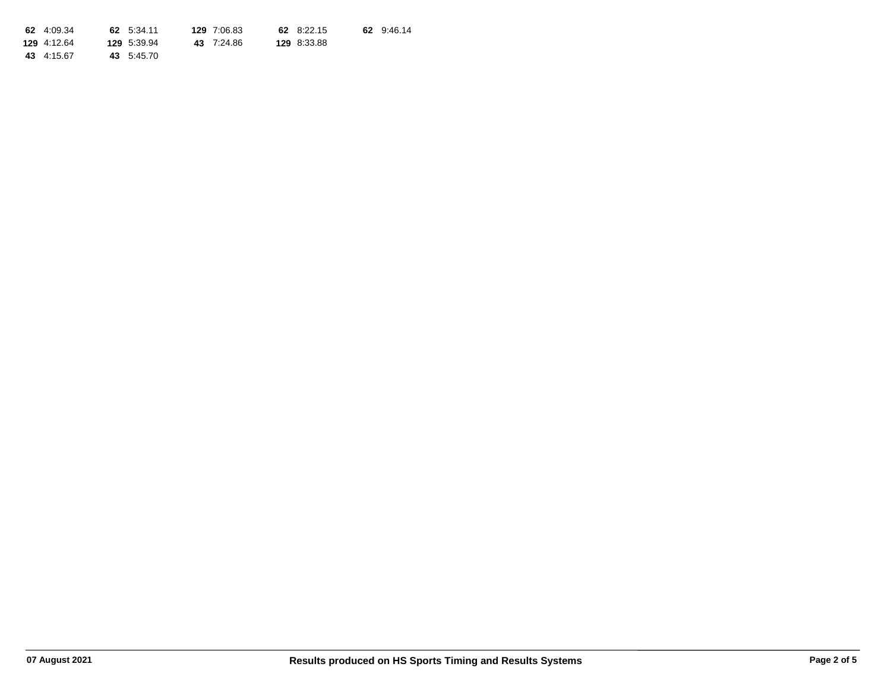| | | | | |
|---|---|---|---|---|
| **62** 4:09.34 | **62** 5:34.11 | **129** 7:06.83 | **62** 8:22.15 | **62** 9:46.14 |
| **129** 4:12.64 | **129** 5:39.94 | **43** 7:24.86 | **129** 8:33.88 | |
| **43** 4:15.67 | **43** 5:45.70 | | | |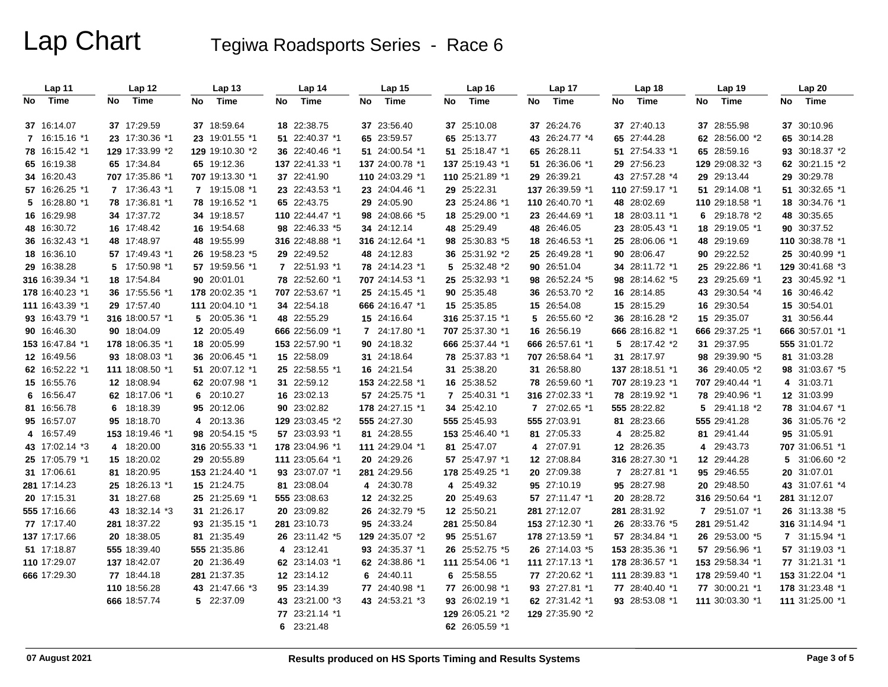# Lap Chart

## Tegiwa Roadsports Series - Race 6

| Lap 11 | | Lap 12 | | Lap 13 | | Lap 14 | | Lap 15 | | Lap 16 | | Lap 17 | | Lap 18 | | Lap 19 | | Lap 20 | |
|---|---|---|---|---|---|---|---|---|---|---|---|---|---|---|---|---|---|---|---|
| No | Time | No | Time | No | Time | No | Time | No | Time | No | Time | No | Time | No | Time | No | Time | No | Time |
| 37 | 16:14.07 | 37 | 17:29.59 | 37 | 18:59.64 | 18 | 22:38.75 | 37 | 23:56.40 | 37 | 25:10.08 | 37 | 26:24.76 | 37 | 27:40.13 | 37 | 28:55.98 | 37 | 30:10.96 |
| 7 | 16:15.16 *1 | 23 | 17:30.36 *1 | 23 | 19:01.55 *1 | 51 | 22:40.37 *1 | 65 | 23:59.57 | 65 | 25:13.77 | 43 | 26:24.77 *4 | 65 | 27:44.28 | 62 | 28:56.00 *2 | 65 | 30:14.28 |
| 78 | 16:15.42 *1 | 129 | 17:33.99 *2 | 129 | 19:10.30 *2 | 36 | 22:40.46 *1 | 51 | 24:00.54 *1 | 51 | 25:18.47 *1 | 65 | 26:28.11 | 51 | 27:54.33 *1 | 65 | 28:59.16 | 93 | 30:18.37 *2 |
| 65 | 16:19.38 | 65 | 17:34.84 | 65 | 19:12.36 | 137 | 22:41.33 *1 | 137 | 24:00.78 *1 | 137 | 25:19.43 *1 | 51 | 26:36.06 *1 | 29 | 27:56.23 | 129 | 29:08.32 *3 | 62 | 30:21.15 *2 |
| 34 | 16:20.43 | 707 | 17:35.86 *1 | 707 | 19:13.30 *1 | 37 | 22:41.90 | 110 | 24:03.29 *1 | 110 | 25:21.89 *1 | 29 | 26:39.21 | 43 | 27:57.28 *4 | 29 | 29:13.44 | 29 | 30:29.78 |
| 57 | 16:26.25 *1 | 7 | 17:36.43 *1 | 7 | 19:15.08 *1 | 23 | 22:43.53 *1 | 23 | 24:04.46 *1 | 29 | 25:22.31 | 137 | 26:39.59 *1 | 110 | 27:59.17 *1 | 51 | 29:14.08 *1 | 51 | 30:32.65 *1 |
| 5 | 16:28.80 *1 | 78 | 17:36.81 *1 | 78 | 19:16.52 *1 | 65 | 22:43.75 | 29 | 24:05.90 | 23 | 25:24.86 *1 | 110 | 26:40.70 *1 | 48 | 28:02.69 | 110 | 29:18.58 *1 | 18 | 30:34.76 *1 |
| 16 | 16:29.98 | 34 | 17:37.72 | 34 | 19:18.57 | 110 | 22:44.47 *1 | 98 | 24:08.66 *5 | 18 | 25:29.00 *1 | 23 | 26:44.69 *1 | 18 | 28:03.11 *1 | 6 | 29:18.78 *2 | 48 | 30:35.65 |
| 48 | 16:30.72 | 16 | 17:48.42 | 16 | 19:54.68 | 98 | 22:46.33 *5 | 34 | 24:12.14 | 48 | 25:29.49 | 48 | 26:46.05 | 23 | 28:05.43 *1 | 18 | 29:19.05 *1 | 90 | 30:37.52 |
| 36 | 16:32.43 *1 | 48 | 17:48.97 | 48 | 19:55.99 | 316 | 22:48.88 *1 | 316 | 24:12.64 *1 | 98 | 25:30.83 *5 | 18 | 26:46.53 *1 | 25 | 28:06.06 *1 | 48 | 29:19.69 | 110 | 30:38.78 *1 |
| 18 | 16:36.10 | 57 | 17:49.43 *1 | 26 | 19:58.23 *5 | 29 | 22:49.52 | 48 | 24:12.83 | 36 | 25:31.92 *2 | 25 | 26:49.28 *1 | 90 | 28:06.47 | 90 | 29:22.52 | 25 | 30:40.99 *1 |
| 29 | 16:38.28 | 5 | 17:50.98 *1 | 57 | 19:59.56 *1 | 7 | 22:51.93 *1 | 78 | 24:14.23 *1 | 5 | 25:32.48 *2 | 90 | 26:51.04 | 34 | 28:11.72 *1 | 25 | 29:22.86 *1 | 129 | 30:41.68 *3 |
| 316 | 16:39.34 *1 | 18 | 17:54.84 | 90 | 20:01.01 | 78 | 22:52.60 *1 | 707 | 24:14.53 *1 | 25 | 25:32.93 *1 | 98 | 26:52.24 *5 | 98 | 28:14.62 *5 | 23 | 29:25.69 *1 | 23 | 30:45.92 *1 |
| 178 | 16:40.23 *1 | 36 | 17:55.56 *1 | 178 | 20:02.35 *1 | 707 | 22:53.67 *1 | 25 | 24:15.45 *1 | 90 | 25:35.48 | 36 | 26:53.70 *2 | 16 | 28:14.85 | 43 | 29:30.54 *4 | 16 | 30:46.42 |
| 111 | 16:43.39 *1 | 29 | 17:57.40 | 111 | 20:04.10 *1 | 34 | 22:54.18 | 666 | 24:16.47 *1 | 15 | 25:35.85 | 15 | 26:54.08 | 15 | 28:15.29 | 16 | 29:30.54 | 15 | 30:54.01 |
| 93 | 16:43.79 *1 | 316 | 18:00.57 *1 | 5 | 20:05.36 *1 | 48 | 22:55.29 | 15 | 24:16.64 | 316 | 25:37.15 *1 | 5 | 26:55.60 *2 | 36 | 28:16.28 *2 | 15 | 29:35.07 | 31 | 30:56.44 |
| 90 | 16:46.30 | 90 | 18:04.09 | 12 | 20:05.49 | 666 | 22:56.09 *1 | 7 | 24:17.80 *1 | 707 | 25:37.30 *1 | 16 | 26:56.19 | 666 | 28:16.82 *1 | 666 | 29:37.25 *1 | 666 | 30:57.01 *1 |
| 153 | 16:47.84 *1 | 178 | 18:06.35 *1 | 18 | 20:05.99 | 153 | 22:57.90 *1 | 90 | 24:18.32 | 666 | 25:37.44 *1 | 666 | 26:57.61 *1 | 5 | 28:17.42 *2 | 31 | 29:37.95 | 555 | 31:01.72 |
| 12 | 16:49.56 | 93 | 18:08.03 *1 | 36 | 20:06.45 *1 | 15 | 22:58.09 | 31 | 24:18.64 | 78 | 25:37.83 *1 | 707 | 26:58.64 *1 | 31 | 28:17.97 | 98 | 29:39.90 *5 | 81 | 31:03.28 |
| 62 | 16:52.22 *1 | 111 | 18:08.50 *1 | 51 | 20:07.12 *1 | 25 | 22:58.55 *1 | 16 | 24:21.54 | 31 | 25:38.20 | 31 | 26:58.80 | 137 | 28:18.51 *1 | 36 | 29:40.05 *2 | 98 | 31:03.67 *5 |
| 15 | 16:55.76 | 12 | 18:08.94 | 62 | 20:07.98 *1 | 31 | 22:59.12 | 153 | 24:22.58 *1 | 16 | 25:38.52 | 78 | 26:59.60 *1 | 707 | 28:19.23 *1 | 707 | 29:40.44 *1 | 4 | 31:03.71 |
| 6 | 16:56.47 | 62 | 18:17.06 *1 | 6 | 20:10.27 | 16 | 23:02.13 | 57 | 24:25.75 *1 | 7 | 25:40.31 *1 | 316 | 27:02.33 *1 | 78 | 28:19.92 *1 | 78 | 29:40.96 *1 | 12 | 31:03.99 |
| 81 | 16:56.78 | 6 | 18:18.39 | 95 | 20:12.06 | 90 | 23:02.82 | 178 | 24:27.15 *1 | 34 | 25:42.10 | 7 | 27:02.65 *1 | 555 | 28:22.82 | 5 | 29:41.18 *2 | 78 | 31:04.67 *1 |
| 95 | 16:57.07 | 95 | 18:18.70 | 4 | 20:13.36 | 129 | 23:03.45 *2 | 555 | 24:27.30 | 555 | 25:45.93 | 555 | 27:03.91 | 81 | 28:23.66 | 555 | 29:41.28 | 36 | 31:05.76 *2 |
| 4 | 16:57.49 | 153 | 18:19.46 *1 | 98 | 20:54.15 *5 | 57 | 23:03.93 *1 | 81 | 24:28.55 | 153 | 25:46.40 *1 | 81 | 27:05.33 | 4 | 28:25.82 | 81 | 29:41.44 | 95 | 31:05.91 |
| 43 | 17:02.14 *3 | 4 | 18:20.00 | 316 | 20:55.33 *1 | 178 | 23:04.96 *1 | 111 | 24:29.04 *1 | 81 | 25:47.07 | 4 | 27:07.91 | 12 | 28:26.35 | 4 | 29:43.73 | 707 | 31:06.51 *1 |
| 25 | 17:05.79 *1 | 15 | 18:20.02 | 29 | 20:55.89 | 111 | 23:05.64 *1 | 20 | 24:29.26 | 57 | 25:47.97 *1 | 12 | 27:08.84 | 316 | 28:27.30 *1 | 12 | 29:44.28 | 5 | 31:06.60 *2 |
| 31 | 17:06.61 | 81 | 18:20.95 | 153 | 21:24.40 *1 | 93 | 23:07.07 *1 | 281 | 24:29.56 | 178 | 25:49.25 *1 | 20 | 27:09.38 | 7 | 28:27.81 *1 | 95 | 29:46.55 | 20 | 31:07.01 |
| 281 | 17:14.23 | 25 | 18:26.13 *1 | 15 | 21:24.75 | 81 | 23:08.04 | 4 | 24:30.78 | 4 | 25:49.32 | 95 | 27:10.19 | 95 | 28:27.98 | 20 | 29:48.50 | 43 | 31:07.61 *4 |
| 20 | 17:15.31 | 31 | 18:27.68 | 25 | 21:25.69 *1 | 555 | 23:08.63 | 12 | 24:32.25 | 20 | 25:49.63 | 57 | 27:11.47 *1 | 20 | 28:28.72 | 316 | 29:50.64 *1 | 281 | 31:12.07 |
| 555 | 17:16.66 | 43 | 18:32.14 *3 | 31 | 21:26.17 | 20 | 23:09.82 | 26 | 24:32.79 *5 | 12 | 25:50.21 | 281 | 27:12.07 | 281 | 28:31.92 | 7 | 29:51.07 *1 | 26 | 31:13.38 *5 |
| 77 | 17:17.40 | 281 | 18:37.22 | 93 | 21:35.15 *1 | 281 | 23:10.73 | 95 | 24:33.24 | 281 | 25:50.84 | 153 | 27:12.30 *1 | 26 | 28:33.76 *5 | 281 | 29:51.42 | 316 | 31:14.94 *1 |
| 137 | 17:17.66 | 20 | 18:38.05 | 81 | 21:35.49 | 26 | 23:11.42 *5 | 129 | 24:35.07 *2 | 95 | 25:51.67 | 178 | 27:13.59 *1 | 57 | 28:34.84 *1 | 26 | 29:53.00 *5 | 7 | 31:15.94 *1 |
| 51 | 17:18.87 | 555 | 18:39.40 | 555 | 21:35.86 | 4 | 23:12.41 | 93 | 24:35.37 *1 | 26 | 25:52.75 *5 | 26 | 27:14.03 *5 | 153 | 28:35.36 *1 | 57 | 29:56.96 *1 | 57 | 31:19.03 *1 |
| 110 | 17:29.07 | 137 | 18:42.07 | 20 | 21:36.49 | 62 | 23:14.03 *1 | 62 | 24:38.86 *1 | 111 | 25:54.06 *1 | 111 | 27:17.13 *1 | 178 | 28:36.57 *1 | 153 | 29:58.34 *1 | 77 | 31:21.31 *1 |
| 666 | 17:29.30 | 77 | 18:44.18 | 281 | 21:37.35 | 12 | 23:14.12 | 6 | 24:40.11 | 6 | 25:58.55 | 77 | 27:20.62 *1 | 111 | 28:39.83 *1 | 178 | 29:59.40 *1 | 153 | 31:22.04 *1 |
| | | 110 | 18:56.28 | 43 | 21:47.66 *3 | 95 | 23:14.39 | 77 | 24:40.98 *1 | 77 | 26:00.98 *1 | 93 | 27:27.81 *1 | 77 | 28:40.40 *1 | 77 | 30:00.21 *1 | 178 | 31:23.48 *1 |
| | | 666 | 18:57.74 | 5 | 22:37.09 | 43 | 23:21.00 *3 | 43 | 24:53.21 *3 | 93 | 26:02.19 *1 | 62 | 27:31.42 *1 | 93 | 28:53.08 *1 | 111 | 30:03.30 *1 | 111 | 31:25.00 *1 |
| | | | | | | 77 | 23:21.14 *1 | | | 129 | 26:05.21 *2 | 129 | 27:35.90 *2 | | | | | | |
| | | | | | | 6 | 23:21.48 | | | 62 | 26:05.59 *1 | | | | | | | | |

07 August 2021 — Results produced on HS Sports Timing and Results Systems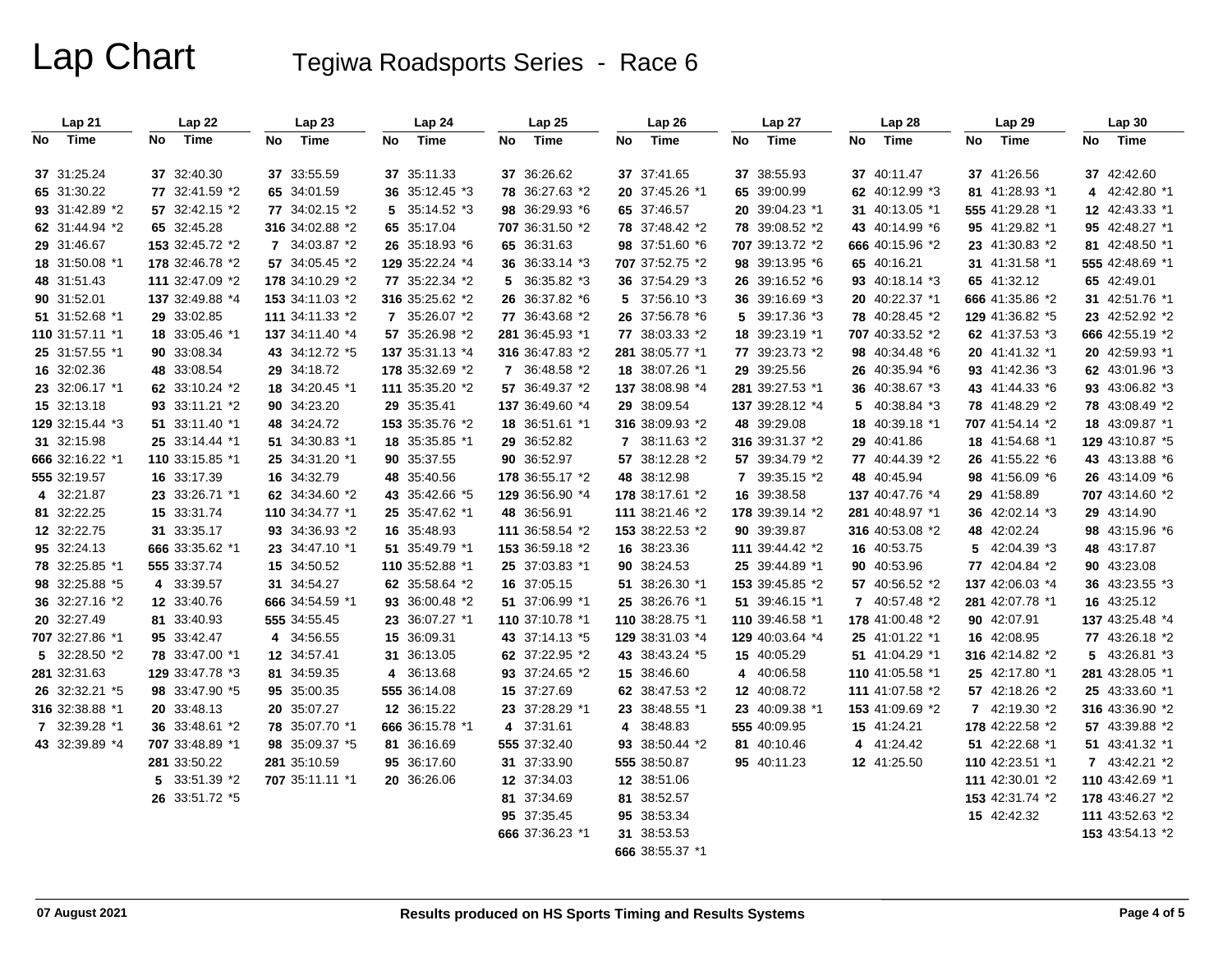# Lap Chart

## Tegiwa Roadsports Series - Race 6

| Lap 21 | | Lap 22 | | Lap 23 | | Lap 24 | | Lap 25 | | Lap 26 | | Lap 27 | | Lap 28 | | Lap 29 | | Lap 30 | |
|---|---|---|---|---|---|---|---|---|---|---|---|---|---|---|---|---|---|---|---|
| No | Time | No | Time | No | Time | No | Time | No | Time | No | Time | No | Time | No | Time | No | Time | No | Time |
| 37 | 31:25.24 | 37 | 32:40.30 | 37 | 33:55.59 | 37 | 35:11.33 | 37 | 36:26.62 | 37 | 37:41.65 | 37 | 38:55.93 | 37 | 40:11.47 | 37 | 41:26.56 | 37 | 42:42.60 |
| 65 | 31:30.22 | 77 | 32:41.59 *2 | 65 | 34:01.59 | 36 | 35:12.45 *3 | 78 | 36:27.63 *2 | 20 | 37:45.26 *1 | 65 | 39:00.99 | 62 | 40:12.99 *3 | 81 | 41:28.93 *1 | 4 | 42:42.80 *1 |
| 93 | 31:42.89 *2 | 57 | 32:42.15 *2 | 77 | 34:02.15 *2 | 5 | 35:14.52 *3 | 98 | 36:29.93 *6 | 65 | 37:46.57 | 20 | 39:04.23 *1 | 31 | 40:13.05 *1 | 555 | 41:29.28 *1 | 12 | 42:43.33 *1 |
| 62 | 31:44.94 *2 | 65 | 32:45.28 | 316 | 34:02.88 *2 | 65 | 35:17.04 | 707 | 36:31.50 *2 | 78 | 37:48.42 *2 | 78 | 39:08.52 *2 | 43 | 40:14.99 *6 | 95 | 41:29.82 *1 | 95 | 42:48.27 *1 |
| 29 | 31:46.67 | 153 | 32:45.72 *2 | 7 | 34:03.87 *2 | 26 | 35:18.93 *6 | 65 | 36:31.63 | 98 | 37:51.60 *6 | 707 | 39:13.72 *2 | 666 | 40:15.96 *2 | 23 | 41:30.83 *2 | 81 | 42:48.50 *1 |
| 18 | 31:50.08 *1 | 178 | 32:46.78 *2 | 57 | 34:05.45 *2 | 129 | 35:22.24 *4 | 36 | 36:33.14 *3 | 707 | 37:52.75 *2 | 98 | 39:13.95 *6 | 65 | 40:16.21 | 31 | 41:31.58 *1 | 555 | 42:48.69 *1 |
| 48 | 31:51.43 | 111 | 32:47.09 *2 | 178 | 34:10.29 *2 | 77 | 35:22.34 *2 | 5 | 36:35.82 *3 | 36 | 37:54.29 *3 | 26 | 39:16.52 *6 | 93 | 40:18.14 *3 | 65 | 41:32.12 | 65 | 42:49.01 |
| 90 | 31:52.01 | 137 | 32:49.88 *4 | 153 | 34:11.03 *2 | 316 | 35:25.62 *2 | 26 | 36:37.82 *6 | 5 | 37:56.10 *3 | 36 | 39:16.69 *3 | 20 | 40:22.37 *1 | 666 | 41:35.86 *2 | 31 | 42:51.76 *1 |
| 51 | 31:52.68 *1 | 29 | 33:02.85 | 111 | 34:11.33 *2 | 7 | 35:26.07 *2 | 77 | 36:43.68 *2 | 26 | 37:56.78 *6 | 5 | 39:17.36 *3 | 78 | 40:28.45 *2 | 129 | 41:36.82 *5 | 23 | 42:52.92 *2 |
| 110 | 31:57.11 *1 | 18 | 33:05.46 *1 | 137 | 34:11.40 *4 | 57 | 35:26.98 *2 | 281 | 36:45.93 *1 | 77 | 38:03.33 *2 | 18 | 39:23.19 *1 | 707 | 40:33.52 *2 | 62 | 41:37.53 *3 | 666 | 42:55.19 *2 |
| 25 | 31:57.55 *1 | 90 | 33:08.34 | 43 | 34:12.72 *5 | 137 | 35:31.13 *4 | 316 | 36:47.83 *2 | 281 | 38:05.77 *1 | 77 | 39:23.73 *2 | 98 | 40:34.48 *6 | 20 | 41:41.32 *1 | 20 | 42:59.93 *1 |
| 16 | 32:02.36 | 48 | 33:08.54 | 29 | 34:18.72 | 178 | 35:32.69 *2 | 7 | 36:48.58 *2 | 18 | 38:07.26 *1 | 29 | 39:25.56 | 26 | 40:35.94 *6 | 93 | 41:42.36 *3 | 62 | 43:01.96 *3 |
| 23 | 32:06.17 *1 | 62 | 33:10.24 *2 | 18 | 34:20.45 *1 | 111 | 35:35.20 *2 | 57 | 36:49.37 *2 | 137 | 38:08.98 *4 | 281 | 39:27.53 *1 | 36 | 40:38.67 *3 | 43 | 41:44.33 *6 | 93 | 43:06.82 *3 |
| 15 | 32:13.18 | 93 | 33:11.21 *2 | 90 | 34:23.20 | 29 | 35:35.41 | 137 | 36:49.60 *4 | 29 | 38:09.54 | 137 | 39:28.12 *4 | 5 | 40:38.84 *3 | 78 | 41:48.29 *2 | 78 | 43:08.49 *2 |
| 129 | 32:15.44 *3 | 51 | 33:11.40 *1 | 48 | 34:24.72 | 153 | 35:35.76 *2 | 18 | 36:51.61 *1 | 316 | 38:09.93 *2 | 48 | 39:29.08 | 18 | 40:39.18 *1 | 707 | 41:54.14 *2 | 18 | 43:09.87 *1 |
| 31 | 32:15.98 | 25 | 33:14.44 *1 | 51 | 34:30.83 *1 | 18 | 35:35.85 *1 | 29 | 36:52.82 | 7 | 38:11.63 *2 | 316 | 39:31.37 *2 | 29 | 40:41.86 | 18 | 41:54.68 *1 | 129 | 43:10.87 *5 |
| 666 | 32:16.22 *1 | 110 | 33:15.85 *1 | 25 | 34:31.20 *1 | 90 | 35:37.55 | 90 | 36:52.97 | 57 | 38:12.28 *2 | 57 | 39:34.79 *2 | 77 | 40:44.39 *2 | 26 | 41:55.22 *6 | 43 | 43:13.88 *6 |
| 555 | 32:19.57 | 16 | 33:17.39 | 16 | 34:32.79 | 48 | 35:40.56 | 178 | 36:55.17 *2 | 48 | 38:12.98 | 7 | 39:35.15 *2 | 48 | 40:45.94 | 98 | 41:56.09 *6 | 26 | 43:14.09 *6 |
| 4 | 32:21.87 | 23 | 33:26.71 *1 | 62 | 34:34.60 *2 | 43 | 35:42.66 *5 | 129 | 36:56.90 *4 | 178 | 38:17.61 *2 | 16 | 39:38.58 | 137 | 40:47.76 *4 | 29 | 41:58.89 | 707 | 43:14.60 *2 |
| 81 | 32:22.25 | 15 | 33:31.74 | 110 | 34:34.77 *1 | 25 | 35:47.62 *1 | 48 | 36:56.91 | 111 | 38:21.46 *2 | 178 | 39:39.14 *2 | 281 | 40:48.97 *1 | 36 | 42:02.14 *3 | 98 | 43:15.96 *6 |
| 12 | 32:22.75 | 31 | 33:35.17 | 93 | 34:36.93 *2 | 16 | 35:48.93 | 111 | 36:58.54 *2 | 153 | 38:22.53 *2 | 90 | 39:39.87 | 316 | 40:53.08 *2 | 48 | 42:02.24 | 48 | 43:17.87 |
| 95 | 32:24.13 | 666 | 33:35.62 *1 | 23 | 34:47.10 *1 | 51 | 35:49.79 *1 | 153 | 36:59.18 *2 | 16 | 38:23.36 | 111 | 39:44.42 *2 | 16 | 40:53.75 | 5 | 42:04.39 *3 | 90 | 43:23.08 |
| 78 | 32:25.85 *1 | 555 | 33:37.74 | 15 | 34:50.52 | 110 | 35:52.88 *1 | 25 | 37:03.83 *1 | 90 | 38:24.53 | 25 | 39:44.89 *1 | 90 | 40:53.96 | 77 | 42:04.84 *2 | 36 | 43:23.55 *3 |
| 98 | 32:25.88 *5 | 4 | 33:39.57 | 31 | 34:54.27 | 62 | 35:58.64 *2 | 16 | 37:05.15 | 51 | 38:26.30 *1 | 153 | 39:45.85 *2 | 57 | 40:56.52 *2 | 137 | 42:06.03 *4 | 16 | 43:25.12 |
| 36 | 32:27.16 *2 | 12 | 33:40.76 | 666 | 34:54.59 *1 | 93 | 36:00.48 *2 | 51 | 37:06.99 *1 | 25 | 38:26.76 *1 | 51 | 39:46.15 *1 | 7 | 40:57.48 *2 | 281 | 42:07.78 *1 | 137 | 43:25.48 *4 |
| 20 | 32:27.49 | 81 | 33:40.93 | 555 | 34:55.45 | 23 | 36:07.27 *1 | 110 | 37:10.78 *1 | 110 | 38:28.75 *1 | 110 | 39:46.58 *1 | 178 | 41:00.48 *2 | 90 | 42:07.91 | 77 | 43:26.18 *2 |
| 707 | 32:27.86 *1 | 95 | 33:42.47 | 4 | 34:56.55 | 15 | 36:09.31 | 43 | 37:14.13 *5 | 129 | 38:31.03 *4 | 129 | 40:03.64 *4 | 25 | 41:01.22 *1 | 16 | 42:08.95 | 5 | 43:26.81 *3 |
| 5 | 32:28.50 *2 | 78 | 33:47.00 *1 | 12 | 34:57.41 | 31 | 36:13.05 | 62 | 37:22.95 *2 | 43 | 38:43.24 *5 | 15 | 40:05.29 | 51 | 41:04.29 *1 | 316 | 42:14.82 *2 | 281 | 43:28.05 *1 |
| 281 | 32:31.63 | 129 | 33:47.78 *3 | 81 | 34:59.35 | 4 | 36:13.68 | 93 | 37:24.65 *2 | 15 | 38:46.60 | 4 | 40:06.58 | 110 | 41:05.58 *1 | 25 | 42:17.80 *1 | 25 | 43:33.60 *1 |
| 26 | 32:32.21 *5 | 98 | 33:47.90 *5 | 95 | 35:00.35 | 555 | 36:14.08 | 15 | 37:27.69 | 62 | 38:47.53 *2 | 12 | 40:08.72 | 111 | 41:07.58 *2 | 57 | 42:18.26 *2 | 316 | 43:36.90 *2 |
| 316 | 32:38.88 *1 | 20 | 33:48.13 | 20 | 35:07.27 | 12 | 36:15.22 | 23 | 37:28.29 *1 | 23 | 38:48.55 *1 | 23 | 40:09.38 *1 | 153 | 41:09.69 *2 | 7 | 42:19.30 *2 | 57 | 43:39.88 *2 |
| 7 | 32:39.28 *1 | 36 | 33:48.61 *2 | 78 | 35:07.70 *1 | 666 | 36:15.78 *1 | 4 | 37:31.61 | 4 | 38:48.83 | 555 | 40:09.95 | 15 | 41:24.21 | 178 | 42:22.58 *2 | 51 | 43:41.32 *1 |
| 43 | 32:39.89 *4 | 707 | 33:48.89 *1 | 98 | 35:09.37 *5 | 81 | 36:16.69 | 555 | 37:32.40 | 93 | 38:50.44 *2 | 81 | 40:10.46 | 4 | 41:24.42 | 51 | 42:22.68 *1 | 7 | 43:42.21 *2 |
| | | 281 | 33:50.22 | 281 | 35:10.59 | 95 | 36:17.60 | 31 | 37:33.90 | 555 | 38:50.87 | 95 | 40:11.23 | 12 | 41:25.50 | 110 | 42:23.51 *1 | 110 | 43:42.69 *1 |
| | | 5 | 33:51.39 *2 | 707 | 35:11.11 *1 | 20 | 36:26.06 | 12 | 37:34.03 | 12 | 38:51.06 | | | | | 111 | 42:30.01 *2 | 178 | 43:46.27 *2 |
| | | 26 | 33:51.72 *5 | | | | | 81 | 37:34.69 | 81 | 38:52.57 | | | | | 153 | 42:31.74 *2 | 111 | 43:52.63 *2 |
| | | | | | | | | 95 | 37:35.45 | 95 | 38:53.34 | | | | | 15 | 42:42.32 | 153 | 43:54.13 *2 |
| | | | | | | | | 666 | 37:36.23 *1 | 31 | 38:53.53 | | | | | | | | |
| | | | | | | | | | | 666 | 38:55.37 *1 | | | | | | | | |

07 August 2021 — Results produced on HS Sports Timing and Results Systems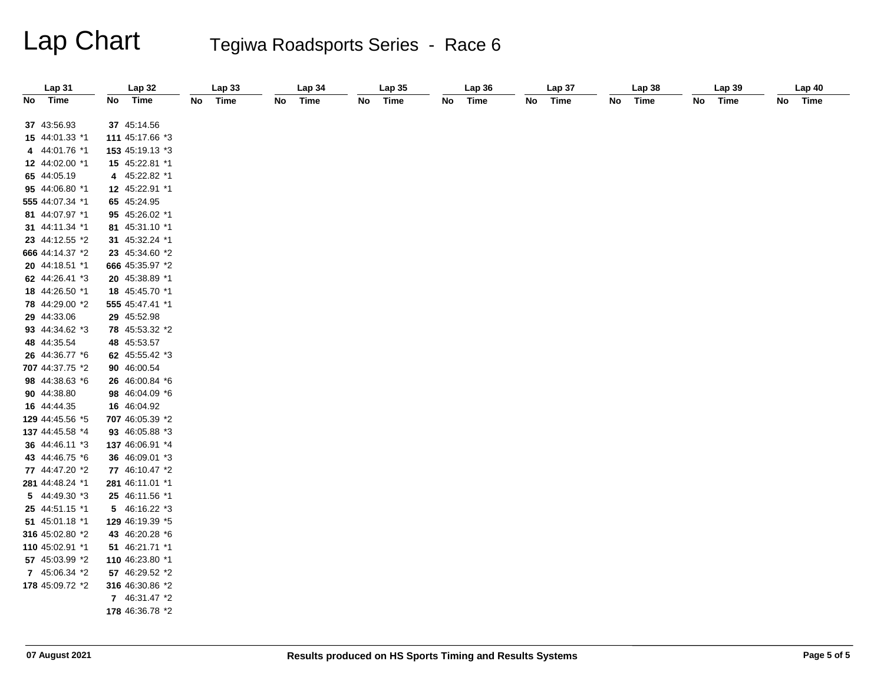# Lap Chart

## Tegiwa Roadsports Series - Race 6

| Lap 31 | | Lap 32 | | Lap 33 | | Lap 34 | | Lap 35 | | Lap 36 | | Lap 37 | | Lap 38 | | Lap 39 | | Lap 40 | |
|---|---|---|---|---|---|---|---|---|---|---|---|---|---|---|---|---|---|---|---|
| No | Time | No | Time | No | Time | No | Time | No | Time | No | Time | No | Time | No | Time | No | Time | No | Time |
| 37 | 43:56.93 | 37 | 45:14.56 | | | | | | | | | | | | | | | | |
| 15 | 44:01.33 *1 | 111 | 45:17.66 *3 | | | | | | | | | | | | | | | | |
| 4 | 44:01.76 *1 | 153 | 45:19.13 *3 | | | | | | | | | | | | | | | | |
| 12 | 44:02.00 *1 | 15 | 45:22.81 *1 | | | | | | | | | | | | | | | | |
| 65 | 44:05.19 | 4 | 45:22.82 *1 | | | | | | | | | | | | | | | | |
| 95 | 44:06.80 *1 | 12 | 45:22.91 *1 | | | | | | | | | | | | | | | | |
| 555 | 44:07.34 *1 | 65 | 45:24.95 | | | | | | | | | | | | | | | | |
| 81 | 44:07.97 *1 | 95 | 45:26.02 *1 | | | | | | | | | | | | | | | | |
| 31 | 44:11.34 *1 | 81 | 45:31.10 *1 | | | | | | | | | | | | | | | | |
| 23 | 44:12.55 *2 | 31 | 45:32.24 *1 | | | | | | | | | | | | | | | | |
| 666 | 44:14.37 *2 | 23 | 45:34.60 *2 | | | | | | | | | | | | | | | | |
| 20 | 44:18.51 *1 | 666 | 45:35.97 *2 | | | | | | | | | | | | | | | | |
| 62 | 44:26.41 *3 | 20 | 45:38.89 *1 | | | | | | | | | | | | | | | | |
| 18 | 44:26.50 *1 | 18 | 45:45.70 *1 | | | | | | | | | | | | | | | | |
| 78 | 44:29.00 *2 | 555 | 45:47.41 *1 | | | | | | | | | | | | | | | | |
| 29 | 44:33.06 | 29 | 45:52.98 | | | | | | | | | | | | | | | | |
| 93 | 44:34.62 *3 | 78 | 45:53.32 *2 | | | | | | | | | | | | | | | | |
| 48 | 44:35.54 | 48 | 45:53.57 | | | | | | | | | | | | | | | | |
| 26 | 44:36.77 *6 | 62 | 45:55.42 *3 | | | | | | | | | | | | | | | | |
| 707 | 44:37.75 *2 | 90 | 46:00.54 | | | | | | | | | | | | | | | | |
| 98 | 44:38.63 *6 | 26 | 46:00.84 *6 | | | | | | | | | | | | | | | | |
| 90 | 44:38.80 | 98 | 46:04.09 *6 | | | | | | | | | | | | | | | | |
| 16 | 44:44.35 | 16 | 46:04.92 | | | | | | | | | | | | | | | | |
| 129 | 44:45.56 *5 | 707 | 46:05.39 *2 | | | | | | | | | | | | | | | | |
| 137 | 44:45.58 *4 | 93 | 46:05.88 *3 | | | | | | | | | | | | | | | | |
| 36 | 44:46.11 *3 | 137 | 46:06.91 *4 | | | | | | | | | | | | | | | | |
| 43 | 44:46.75 *6 | 36 | 46:09.01 *3 | | | | | | | | | | | | | | | | |
| 77 | 44:47.20 *2 | 77 | 46:10.47 *2 | | | | | | | | | | | | | | | | |
| 281 | 44:48.24 *1 | 281 | 46:11.01 *1 | | | | | | | | | | | | | | | | |
| 5 | 44:49.30 *3 | 25 | 46:11.56 *1 | | | | | | | | | | | | | | | | |
| 25 | 44:51.15 *1 | 5 | 46:16.22 *3 | | | | | | | | | | | | | | | | |
| 51 | 45:01.18 *1 | 129 | 46:19.39 *5 | | | | | | | | | | | | | | | | |
| 316 | 45:02.80 *2 | 43 | 46:20.28 *6 | | | | | | | | | | | | | | | | |
| 110 | 45:02.91 *1 | 51 | 46:21.71 *1 | | | | | | | | | | | | | | | | |
| 57 | 45:03.99 *2 | 110 | 46:23.80 *1 | | | | | | | | | | | | | | | | |
| 7 | 45:06.34 *2 | 57 | 46:29.52 *2 | | | | | | | | | | | | | | | | |
| 178 | 45:09.72 *2 | 316 | 46:30.86 *2 | | | | | | | | | | | | | | | | |
| | | 7 | 46:31.47 *2 | | | | | | | | | | | | | | | | |
| | | 178 | 46:36.78 *2 | | | | | | | | | | | | | | | | |

07 August 2021 — Results produced on HS Sports Timing and Results Systems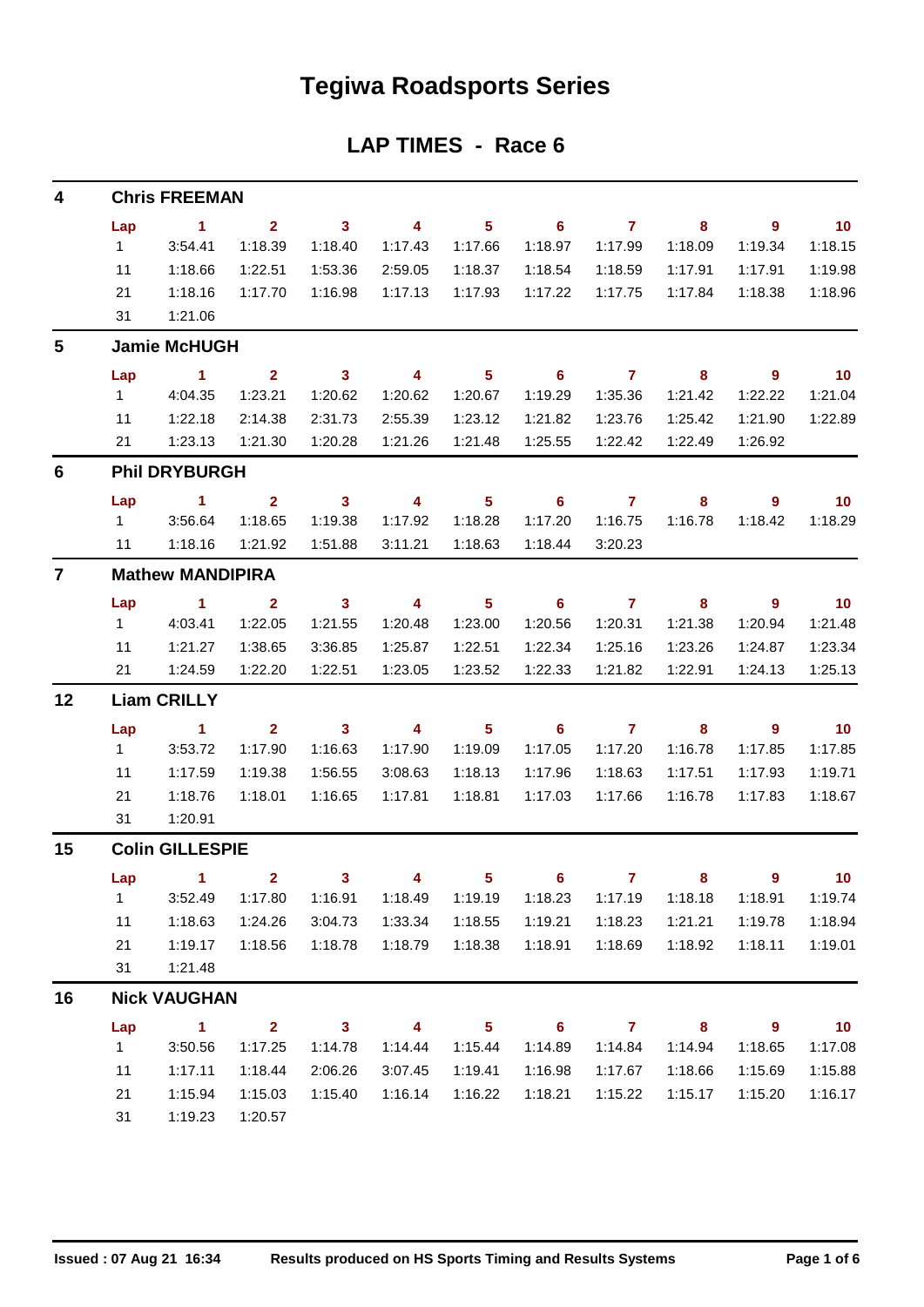# Tegiwa Roadsports Series

## LAP TIMES - Race 6

### 4 Chris FREEMAN

| Lap | 1 | 2 | 3 | 4 | 5 | 6 | 7 | 8 | 9 | 10 |
|---|---|---|---|---|---|---|---|---|---|---|
| 1 | 3:54.41 | 1:18.39 | 1:18.40 | 1:17.43 | 1:17.66 | 1:18.97 | 1:17.99 | 1:18.09 | 1:19.34 | 1:18.15 |
| 11 | 1:18.66 | 1:22.51 | 1:53.36 | 2:59.05 | 1:18.37 | 1:18.54 | 1:18.59 | 1:17.91 | 1:17.91 | 1:19.98 |
| 21 | 1:18.16 | 1:17.70 | 1:16.98 | 1:17.13 | 1:17.93 | 1:17.22 | 1:17.75 | 1:17.84 | 1:18.38 | 1:18.96 |
| 31 | 1:21.06 | | | | | | | | | |

### 5 Jamie McHUGH

| Lap | 1 | 2 | 3 | 4 | 5 | 6 | 7 | 8 | 9 | 10 |
|---|---|---|---|---|---|---|---|---|---|---|
| 1 | 4:04.35 | 1:23.21 | 1:20.62 | 1:20.62 | 1:20.67 | 1:19.29 | 1:35.36 | 1:21.42 | 1:22.22 | 1:21.04 |
| 11 | 1:22.18 | 2:14.38 | 2:31.73 | 2:55.39 | 1:23.12 | 1:21.82 | 1:23.76 | 1:25.42 | 1:21.90 | 1:22.89 |
| 21 | 1:23.13 | 1:21.30 | 1:20.28 | 1:21.26 | 1:21.48 | 1:25.55 | 1:22.42 | 1:22.49 | 1:26.92 | |

### 6 Phil DRYBURGH

| Lap | 1 | 2 | 3 | 4 | 5 | 6 | 7 | 8 | 9 | 10 |
|---|---|---|---|---|---|---|---|---|---|---|
| 1 | 3:56.64 | 1:18.65 | 1:19.38 | 1:17.92 | 1:18.28 | 1:17.20 | 1:16.75 | 1:16.78 | 1:18.42 | 1:18.29 |
| 11 | 1:18.16 | 1:21.92 | 1:51.88 | 3:11.21 | 1:18.63 | 1:18.44 | 3:20.23 | | | |

### 7 Mathew MANDIPIRA

| Lap | 1 | 2 | 3 | 4 | 5 | 6 | 7 | 8 | 9 | 10 |
|---|---|---|---|---|---|---|---|---|---|---|
| 1 | 4:03.41 | 1:22.05 | 1:21.55 | 1:20.48 | 1:23.00 | 1:20.56 | 1:20.31 | 1:21.38 | 1:20.94 | 1:21.48 |
| 11 | 1:21.27 | 1:38.65 | 3:36.85 | 1:25.87 | 1:22.51 | 1:22.34 | 1:25.16 | 1:23.26 | 1:24.87 | 1:23.34 |
| 21 | 1:24.59 | 1:22.20 | 1:22.51 | 1:23.05 | 1:23.52 | 1:22.33 | 1:21.82 | 1:22.91 | 1:24.13 | 1:25.13 |

### 12 Liam CRILLY

| Lap | 1 | 2 | 3 | 4 | 5 | 6 | 7 | 8 | 9 | 10 |
|---|---|---|---|---|---|---|---|---|---|---|
| 1 | 3:53.72 | 1:17.90 | 1:16.63 | 1:17.90 | 1:19.09 | 1:17.05 | 1:17.20 | 1:16.78 | 1:17.85 | 1:17.85 |
| 11 | 1:17.59 | 1:19.38 | 1:56.55 | 3:08.63 | 1:18.13 | 1:17.96 | 1:18.63 | 1:17.51 | 1:17.93 | 1:19.71 |
| 21 | 1:18.76 | 1:18.01 | 1:16.65 | 1:17.81 | 1:18.81 | 1:17.03 | 1:17.66 | 1:16.78 | 1:17.83 | 1:18.67 |
| 31 | 1:20.91 | | | | | | | | | |

### 15 Colin GILLESPIE

| Lap | 1 | 2 | 3 | 4 | 5 | 6 | 7 | 8 | 9 | 10 |
|---|---|---|---|---|---|---|---|---|---|---|
| 1 | 3:52.49 | 1:17.80 | 1:16.91 | 1:18.49 | 1:19.19 | 1:18.23 | 1:17.19 | 1:18.18 | 1:18.91 | 1:19.74 |
| 11 | 1:18.63 | 1:24.26 | 3:04.73 | 1:33.34 | 1:18.55 | 1:19.21 | 1:18.23 | 1:21.21 | 1:19.78 | 1:18.94 |
| 21 | 1:19.17 | 1:18.56 | 1:18.78 | 1:18.79 | 1:18.38 | 1:18.91 | 1:18.69 | 1:18.92 | 1:18.11 | 1:19.01 |
| 31 | 1:21.48 | | | | | | | | | |

### 16 Nick VAUGHAN

| Lap | 1 | 2 | 3 | 4 | 5 | 6 | 7 | 8 | 9 | 10 |
|---|---|---|---|---|---|---|---|---|---|---|
| 1 | 3:50.56 | 1:17.25 | 1:14.78 | 1:14.44 | 1:15.44 | 1:14.89 | 1:14.84 | 1:14.94 | 1:18.65 | 1:17.08 |
| 11 | 1:17.11 | 1:18.44 | 2:06.26 | 3:07.45 | 1:19.41 | 1:16.98 | 1:17.67 | 1:18.66 | 1:15.69 | 1:15.88 |
| 21 | 1:15.94 | 1:15.03 | 1:15.40 | 1:16.14 | 1:16.22 | 1:18.21 | 1:15.22 | 1:15.17 | 1:15.20 | 1:16.17 |
| 31 | 1:19.23 | 1:20.57 | | | | | | | | |

Issued : 07 Aug 21 16:34 Results produced on HS Sports Timing and Results Systems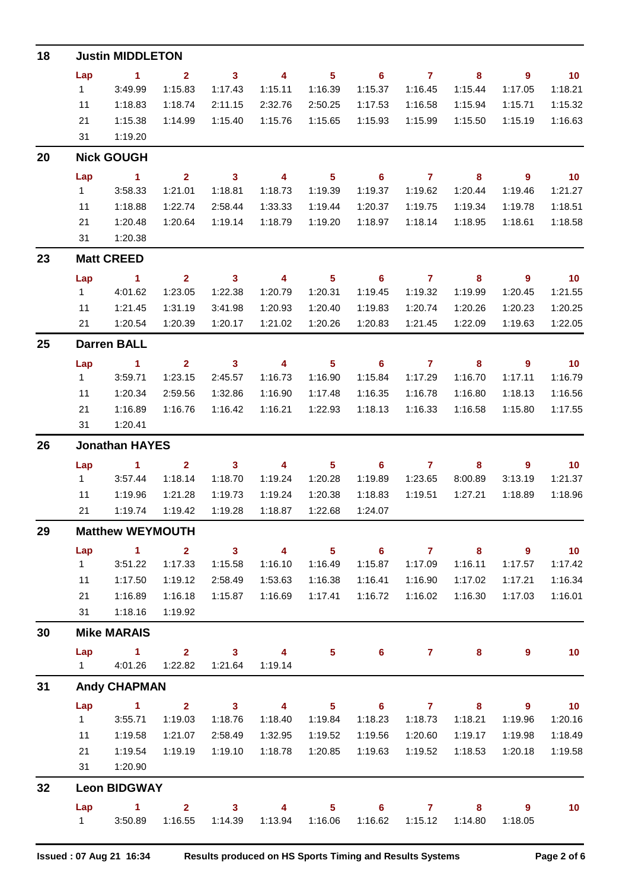## 18 Justin MIDDLETON

| Lap | 1 | 2 | 3 | 4 | 5 | 6 | 7 | 8 | 9 | 10 |
|---|---|---|---|---|---|---|---|---|---|---|
| 1 | 3:49.99 | 1:15.83 | 1:17.43 | 1:15.11 | 1:16.39 | 1:15.37 | 1:16.45 | 1:15.44 | 1:17.05 | 1:18.21 |
| 11 | 1:18.83 | 1:18.74 | 2:11.15 | 2:32.76 | 2:50.25 | 1:17.53 | 1:16.58 | 1:15.94 | 1:15.71 | 1:15.32 |
| 21 | 1:15.38 | 1:14.99 | 1:15.40 | 1:15.76 | 1:15.65 | 1:15.93 | 1:15.99 | 1:15.50 | 1:15.19 | 1:16.63 |
| 31 | 1:19.20 | | | | | | | | | |

## 20 Nick GOUGH

| Lap | 1 | 2 | 3 | 4 | 5 | 6 | 7 | 8 | 9 | 10 |
|---|---|---|---|---|---|---|---|---|---|---|
| 1 | 3:58.33 | 1:21.01 | 1:18.81 | 1:18.73 | 1:19.39 | 1:19.37 | 1:19.62 | 1:20.44 | 1:19.46 | 1:21.27 |
| 11 | 1:18.88 | 1:22.74 | 2:58.44 | 1:33.33 | 1:19.44 | 1:20.37 | 1:19.75 | 1:19.34 | 1:19.78 | 1:18.51 |
| 21 | 1:20.48 | 1:20.64 | 1:19.14 | 1:18.79 | 1:19.20 | 1:18.97 | 1:18.14 | 1:18.95 | 1:18.61 | 1:18.58 |
| 31 | 1:20.38 | | | | | | | | | |

## 23 Matt CREED

| Lap | 1 | 2 | 3 | 4 | 5 | 6 | 7 | 8 | 9 | 10 |
|---|---|---|---|---|---|---|---|---|---|---|
| 1 | 4:01.62 | 1:23.05 | 1:22.38 | 1:20.79 | 1:20.31 | 1:19.45 | 1:19.32 | 1:19.99 | 1:20.45 | 1:21.55 |
| 11 | 1:21.45 | 1:31.19 | 3:41.98 | 1:20.93 | 1:20.40 | 1:19.83 | 1:20.74 | 1:20.26 | 1:20.23 | 1:20.25 |
| 21 | 1:20.54 | 1:20.39 | 1:20.17 | 1:21.02 | 1:20.26 | 1:20.83 | 1:21.45 | 1:22.09 | 1:19.63 | 1:22.05 |

## 25 Darren BALL

| Lap | 1 | 2 | 3 | 4 | 5 | 6 | 7 | 8 | 9 | 10 |
|---|---|---|---|---|---|---|---|---|---|---|
| 1 | 3:59.71 | 1:23.15 | 2:45.57 | 1:16.73 | 1:16.90 | 1:15.84 | 1:17.29 | 1:16.70 | 1:17.11 | 1:16.79 |
| 11 | 1:20.34 | 2:59.56 | 1:32.86 | 1:16.90 | 1:17.48 | 1:16.35 | 1:16.78 | 1:16.80 | 1:18.13 | 1:16.56 |
| 21 | 1:16.89 | 1:16.76 | 1:16.42 | 1:16.21 | 1:22.93 | 1:18.13 | 1:16.33 | 1:16.58 | 1:15.80 | 1:17.55 |
| 31 | 1:20.41 | | | | | | | | | |

## 26 Jonathan HAYES

| Lap | 1 | 2 | 3 | 4 | 5 | 6 | 7 | 8 | 9 | 10 |
|---|---|---|---|---|---|---|---|---|---|---|
| 1 | 3:57.44 | 1:18.14 | 1:18.70 | 1:19.24 | 1:20.28 | 1:19.89 | 1:23.65 | 8:00.89 | 3:13.19 | 1:21.37 |
| 11 | 1:19.96 | 1:21.28 | 1:19.73 | 1:19.24 | 1:20.38 | 1:18.83 | 1:19.51 | 1:27.21 | 1:18.89 | 1:18.96 |
| 21 | 1:19.74 | 1:19.42 | 1:19.28 | 1:18.87 | 1:22.68 | 1:24.07 | | | | |

## 29 Matthew WEYMOUTH

| Lap | 1 | 2 | 3 | 4 | 5 | 6 | 7 | 8 | 9 | 10 |
|---|---|---|---|---|---|---|---|---|---|---|
| 1 | 3:51.22 | 1:17.33 | 1:15.58 | 1:16.10 | 1:16.49 | 1:15.87 | 1:17.09 | 1:16.11 | 1:17.57 | 1:17.42 |
| 11 | 1:17.50 | 1:19.12 | 2:58.49 | 1:53.63 | 1:16.38 | 1:16.41 | 1:16.90 | 1:17.02 | 1:17.21 | 1:16.34 |
| 21 | 1:16.89 | 1:16.18 | 1:15.87 | 1:16.69 | 1:17.41 | 1:16.72 | 1:16.02 | 1:16.30 | 1:17.03 | 1:16.01 |
| 31 | 1:18.16 | 1:19.92 | | | | | | | | |

## 30 Mike MARAIS

| Lap | 1 | 2 | 3 | 4 | 5 | 6 | 7 | 8 | 9 | 10 |
|---|---|---|---|---|---|---|---|---|---|---|
| 1 | 4:01.26 | 1:22.82 | 1:21.64 | 1:19.14 | | | | | | |

## 31 Andy CHAPMAN

| Lap | 1 | 2 | 3 | 4 | 5 | 6 | 7 | 8 | 9 | 10 |
|---|---|---|---|---|---|---|---|---|---|---|
| 1 | 3:55.71 | 1:19.03 | 1:18.76 | 1:18.40 | 1:19.84 | 1:18.23 | 1:18.73 | 1:18.21 | 1:19.96 | 1:20.16 |
| 11 | 1:19.58 | 1:21.07 | 2:58.49 | 1:32.95 | 1:19.52 | 1:19.56 | 1:20.60 | 1:19.17 | 1:19.98 | 1:18.49 |
| 21 | 1:19.54 | 1:19.19 | 1:19.10 | 1:18.78 | 1:20.85 | 1:19.63 | 1:19.52 | 1:18.53 | 1:20.18 | 1:19.58 |
| 31 | 1:20.90 | | | | | | | | | |

## 32 Leon BIDGWAY

| Lap | 1 | 2 | 3 | 4 | 5 | 6 | 7 | 8 | 9 | 10 |
|---|---|---|---|---|---|---|---|---|---|---|
| 1 | 3:50.89 | 1:16.55 | 1:14.39 | 1:13.94 | 1:16.06 | 1:16.62 | 1:15.12 | 1:14.80 | 1:18.05 | |

Issued : 07 Aug 21 16:34 Results produced on HS Sports Timing and Results Systems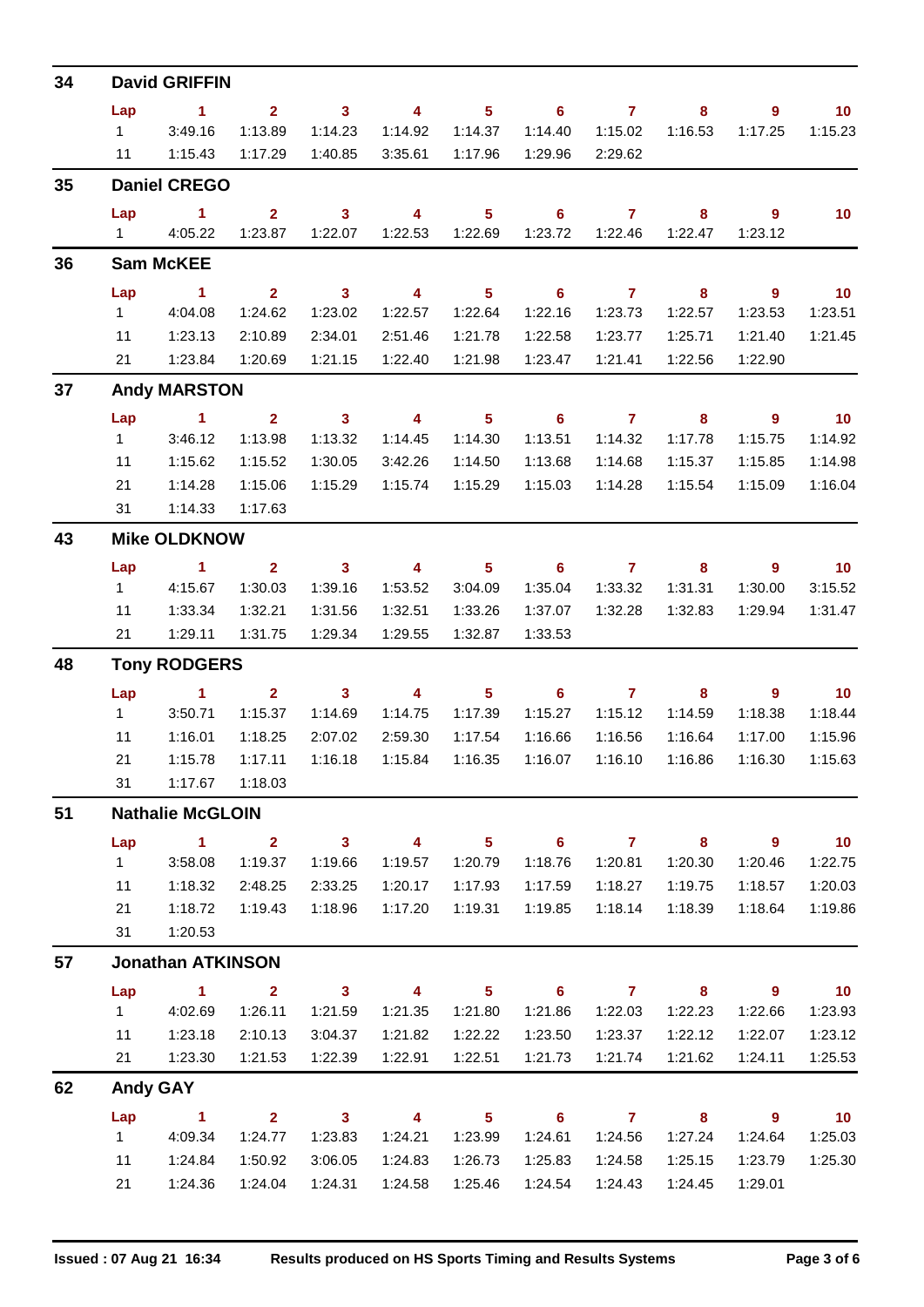## 34 David GRIFFIN

| Lap | 1 | 2 | 3 | 4 | 5 | 6 | 7 | 8 | 9 | 10 |
|---|---|---|---|---|---|---|---|---|---|---|
| 1 | 3:49.16 | 1:13.89 | 1:14.23 | 1:14.92 | 1:14.37 | 1:14.40 | 1:15.02 | 1:16.53 | 1:17.25 | 1:15.23 |
| 11 | 1:15.43 | 1:17.29 | 1:40.85 | 3:35.61 | 1:17.96 | 1:29.96 | 2:29.62 | | | |

## 35 Daniel CREGO

| Lap | 1 | 2 | 3 | 4 | 5 | 6 | 7 | 8 | 9 | 10 |
|---|---|---|---|---|---|---|---|---|---|---|
| 1 | 4:05.22 | 1:23.87 | 1:22.07 | 1:22.53 | 1:22.69 | 1:23.72 | 1:22.46 | 1:22.47 | 1:23.12 | |

## 36 Sam McKEE

| Lap | 1 | 2 | 3 | 4 | 5 | 6 | 7 | 8 | 9 | 10 |
|---|---|---|---|---|---|---|---|---|---|---|
| 1 | 4:04.08 | 1:24.62 | 1:23.02 | 1:22.57 | 1:22.64 | 1:22.16 | 1:23.73 | 1:22.57 | 1:23.53 | 1:23.51 |
| 11 | 1:23.13 | 2:10.89 | 2:34.01 | 2:51.46 | 1:21.78 | 1:22.58 | 1:23.77 | 1:25.71 | 1:21.40 | 1:21.45 |
| 21 | 1:23.84 | 1:20.69 | 1:21.15 | 1:22.40 | 1:21.98 | 1:23.47 | 1:21.41 | 1:22.56 | 1:22.90 | |

## 37 Andy MARSTON

| Lap | 1 | 2 | 3 | 4 | 5 | 6 | 7 | 8 | 9 | 10 |
|---|---|---|---|---|---|---|---|---|---|---|
| 1 | 3:46.12 | 1:13.98 | 1:13.32 | 1:14.45 | 1:14.30 | 1:13.51 | 1:14.32 | 1:17.78 | 1:15.75 | 1:14.92 |
| 11 | 1:15.62 | 1:15.52 | 1:30.05 | 3:42.26 | 1:14.50 | 1:13.68 | 1:14.68 | 1:15.37 | 1:15.85 | 1:14.98 |
| 21 | 1:14.28 | 1:15.06 | 1:15.29 | 1:15.74 | 1:15.29 | 1:15.03 | 1:14.28 | 1:15.54 | 1:15.09 | 1:16.04 |
| 31 | 1:14.33 | 1:17.63 | | | | | | | | |

## 43 Mike OLDKNOW

| Lap | 1 | 2 | 3 | 4 | 5 | 6 | 7 | 8 | 9 | 10 |
|---|---|---|---|---|---|---|---|---|---|---|
| 1 | 4:15.67 | 1:30.03 | 1:39.16 | 1:53.52 | 3:04.09 | 1:35.04 | 1:33.32 | 1:31.31 | 1:30.00 | 3:15.52 |
| 11 | 1:33.34 | 1:32.21 | 1:31.56 | 1:32.51 | 1:33.26 | 1:37.07 | 1:32.28 | 1:32.83 | 1:29.94 | 1:31.47 |
| 21 | 1:29.11 | 1:31.75 | 1:29.34 | 1:29.55 | 1:32.87 | 1:33.53 | | | | |

## 48 Tony RODGERS

| Lap | 1 | 2 | 3 | 4 | 5 | 6 | 7 | 8 | 9 | 10 |
|---|---|---|---|---|---|---|---|---|---|---|
| 1 | 3:50.71 | 1:15.37 | 1:14.69 | 1:14.75 | 1:17.39 | 1:15.27 | 1:15.12 | 1:14.59 | 1:18.38 | 1:18.44 |
| 11 | 1:16.01 | 1:18.25 | 2:07.02 | 2:59.30 | 1:17.54 | 1:16.66 | 1:16.56 | 1:16.64 | 1:17.00 | 1:15.96 |
| 21 | 1:15.78 | 1:17.11 | 1:16.18 | 1:15.84 | 1:16.35 | 1:16.07 | 1:16.10 | 1:16.86 | 1:16.30 | 1:15.63 |
| 31 | 1:17.67 | 1:18.03 | | | | | | | | |

## 51 Nathalie McGLOIN

| Lap | 1 | 2 | 3 | 4 | 5 | 6 | 7 | 8 | 9 | 10 |
|---|---|---|---|---|---|---|---|---|---|---|
| 1 | 3:58.08 | 1:19.37 | 1:19.66 | 1:19.57 | 1:20.79 | 1:18.76 | 1:20.81 | 1:20.30 | 1:20.46 | 1:22.75 |
| 11 | 1:18.32 | 2:48.25 | 2:33.25 | 1:20.17 | 1:17.93 | 1:17.59 | 1:18.27 | 1:19.75 | 1:18.57 | 1:20.03 |
| 21 | 1:18.72 | 1:19.43 | 1:18.96 | 1:17.20 | 1:19.31 | 1:19.85 | 1:18.14 | 1:18.39 | 1:18.64 | 1:19.86 |
| 31 | 1:20.53 | | | | | | | | | |

## 57 Jonathan ATKINSON

| Lap | 1 | 2 | 3 | 4 | 5 | 6 | 7 | 8 | 9 | 10 |
|---|---|---|---|---|---|---|---|---|---|---|
| 1 | 4:02.69 | 1:26.11 | 1:21.59 | 1:21.35 | 1:21.80 | 1:21.86 | 1:22.03 | 1:22.23 | 1:22.66 | 1:23.93 |
| 11 | 1:23.18 | 2:10.13 | 3:04.37 | 1:21.82 | 1:22.22 | 1:23.50 | 1:23.37 | 1:22.12 | 1:22.07 | 1:23.12 |
| 21 | 1:23.30 | 1:21.53 | 1:22.39 | 1:22.91 | 1:22.51 | 1:21.73 | 1:21.74 | 1:21.62 | 1:24.11 | 1:25.53 |

## 62 Andy GAY

| Lap | 1 | 2 | 3 | 4 | 5 | 6 | 7 | 8 | 9 | 10 |
|---|---|---|---|---|---|---|---|---|---|---|
| 1 | 4:09.34 | 1:24.77 | 1:23.83 | 1:24.21 | 1:23.99 | 1:24.61 | 1:24.56 | 1:27.24 | 1:24.64 | 1:25.03 |
| 11 | 1:24.84 | 1:50.92 | 3:06.05 | 1:24.83 | 1:26.73 | 1:25.83 | 1:24.58 | 1:25.15 | 1:23.79 | 1:25.30 |
| 21 | 1:24.36 | 1:24.04 | 1:24.31 | 1:24.58 | 1:25.46 | 1:24.54 | 1:24.43 | 1:24.45 | 1:29.01 | |

**Issued : 07 Aug 21 16:34** **Results produced on HS Sports Timing and Results Systems**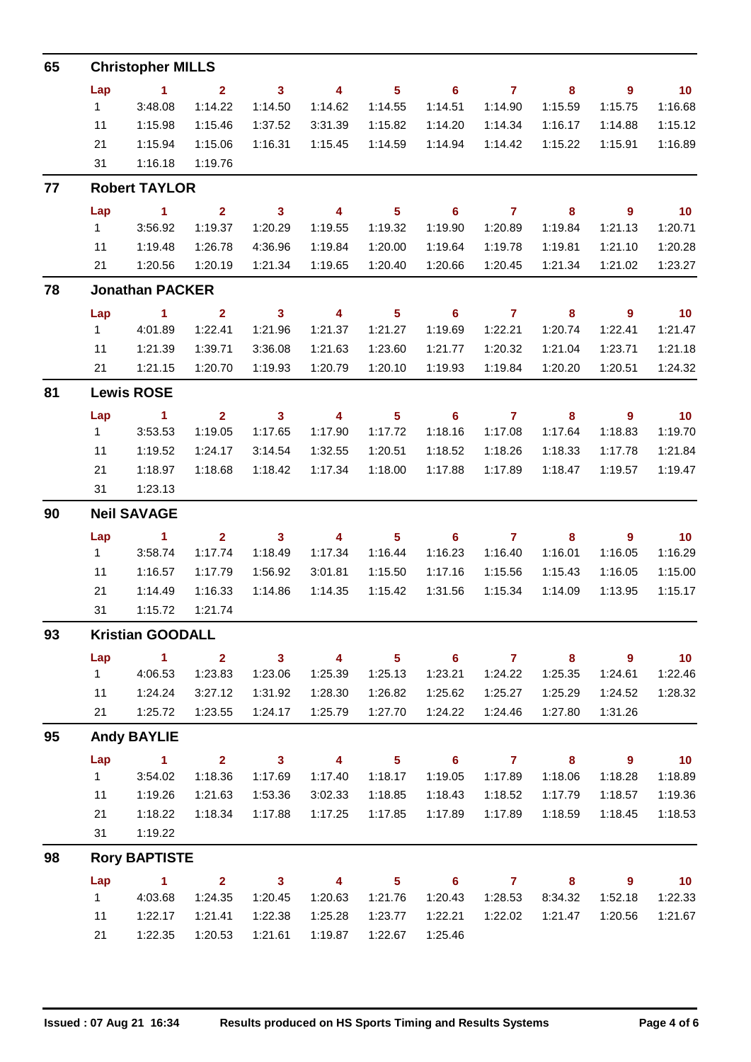## 65 Christopher MILLS

| Lap | 1 | 2 | 3 | 4 | 5 | 6 | 7 | 8 | 9 | 10 |
|---|---|---|---|---|---|---|---|---|---|---|
| 1 | 3:48.08 | 1:14.22 | 1:14.50 | 1:14.62 | 1:14.55 | 1:14.51 | 1:14.90 | 1:15.59 | 1:15.75 | 1:16.68 |
| 11 | 1:15.98 | 1:15.46 | 1:37.52 | 3:31.39 | 1:15.82 | 1:14.20 | 1:14.34 | 1:16.17 | 1:14.88 | 1:15.12 |
| 21 | 1:15.94 | 1:15.06 | 1:16.31 | 1:15.45 | 1:14.59 | 1:14.94 | 1:14.42 | 1:15.22 | 1:15.91 | 1:16.89 |
| 31 | 1:16.18 | 1:19.76 | | | | | | | | |

## 77 Robert TAYLOR

| Lap | 1 | 2 | 3 | 4 | 5 | 6 | 7 | 8 | 9 | 10 |
|---|---|---|---|---|---|---|---|---|---|---|
| 1 | 3:56.92 | 1:19.37 | 1:20.29 | 1:19.55 | 1:19.32 | 1:19.90 | 1:20.89 | 1:19.84 | 1:21.13 | 1:20.71 |
| 11 | 1:19.48 | 1:26.78 | 4:36.96 | 1:19.84 | 1:20.00 | 1:19.64 | 1:19.78 | 1:19.81 | 1:21.10 | 1:20.28 |
| 21 | 1:20.56 | 1:20.19 | 1:21.34 | 1:19.65 | 1:20.40 | 1:20.66 | 1:20.45 | 1:21.34 | 1:21.02 | 1:23.27 |

## 78 Jonathan PACKER

| Lap | 1 | 2 | 3 | 4 | 5 | 6 | 7 | 8 | 9 | 10 |
|---|---|---|---|---|---|---|---|---|---|---|
| 1 | 4:01.89 | 1:22.41 | 1:21.96 | 1:21.37 | 1:21.27 | 1:19.69 | 1:22.21 | 1:20.74 | 1:22.41 | 1:21.47 |
| 11 | 1:21.39 | 1:39.71 | 3:36.08 | 1:21.63 | 1:23.60 | 1:21.77 | 1:20.32 | 1:21.04 | 1:23.71 | 1:21.18 |
| 21 | 1:21.15 | 1:20.70 | 1:19.93 | 1:20.79 | 1:20.10 | 1:19.93 | 1:19.84 | 1:20.20 | 1:20.51 | 1:24.32 |

## 81 Lewis ROSE

| Lap | 1 | 2 | 3 | 4 | 5 | 6 | 7 | 8 | 9 | 10 |
|---|---|---|---|---|---|---|---|---|---|---|
| 1 | 3:53.53 | 1:19.05 | 1:17.65 | 1:17.90 | 1:17.72 | 1:18.16 | 1:17.08 | 1:17.64 | 1:18.83 | 1:19.70 |
| 11 | 1:19.52 | 1:24.17 | 3:14.54 | 1:32.55 | 1:20.51 | 1:18.52 | 1:18.26 | 1:18.33 | 1:17.78 | 1:21.84 |
| 21 | 1:18.97 | 1:18.68 | 1:18.42 | 1:17.34 | 1:18.00 | 1:17.88 | 1:17.89 | 1:18.47 | 1:19.57 | 1:19.47 |
| 31 | 1:23.13 | | | | | | | | | |

## 90 Neil SAVAGE

| Lap | 1 | 2 | 3 | 4 | 5 | 6 | 7 | 8 | 9 | 10 |
|---|---|---|---|---|---|---|---|---|---|---|
| 1 | 3:58.74 | 1:17.74 | 1:18.49 | 1:17.34 | 1:16.44 | 1:16.23 | 1:16.40 | 1:16.01 | 1:16.05 | 1:16.29 |
| 11 | 1:16.57 | 1:17.79 | 1:56.92 | 3:01.81 | 1:15.50 | 1:17.16 | 1:15.56 | 1:15.43 | 1:16.05 | 1:15.00 |
| 21 | 1:14.49 | 1:16.33 | 1:14.86 | 1:14.35 | 1:15.42 | 1:31.56 | 1:15.34 | 1:14.09 | 1:13.95 | 1:15.17 |
| 31 | 1:15.72 | 1:21.74 | | | | | | | | |

## 93 Kristian GOODALL

| Lap | 1 | 2 | 3 | 4 | 5 | 6 | 7 | 8 | 9 | 10 |
|---|---|---|---|---|---|---|---|---|---|---|
| 1 | 4:06.53 | 1:23.83 | 1:23.06 | 1:25.39 | 1:25.13 | 1:23.21 | 1:24.22 | 1:25.35 | 1:24.61 | 1:22.46 |
| 11 | 1:24.24 | 3:27.12 | 1:31.92 | 1:28.30 | 1:26.82 | 1:25.62 | 1:25.27 | 1:25.29 | 1:24.52 | 1:28.32 |
| 21 | 1:25.72 | 1:23.55 | 1:24.17 | 1:25.79 | 1:27.70 | 1:24.22 | 1:24.46 | 1:27.80 | 1:31.26 | |

## 95 Andy BAYLIE

| Lap | 1 | 2 | 3 | 4 | 5 | 6 | 7 | 8 | 9 | 10 |
|---|---|---|---|---|---|---|---|---|---|---|
| 1 | 3:54.02 | 1:18.36 | 1:17.69 | 1:17.40 | 1:18.17 | 1:19.05 | 1:17.89 | 1:18.06 | 1:18.28 | 1:18.89 |
| 11 | 1:19.26 | 1:21.63 | 1:53.36 | 3:02.33 | 1:18.85 | 1:18.43 | 1:18.52 | 1:17.79 | 1:18.57 | 1:19.36 |
| 21 | 1:18.22 | 1:18.34 | 1:17.88 | 1:17.25 | 1:17.85 | 1:17.89 | 1:17.89 | 1:18.59 | 1:18.45 | 1:18.53 |
| 31 | 1:19.22 | | | | | | | | | |

## 98 Rory BAPTISTE

| Lap | 1 | 2 | 3 | 4 | 5 | 6 | 7 | 8 | 9 | 10 |
|---|---|---|---|---|---|---|---|---|---|---|
| 1 | 4:03.68 | 1:24.35 | 1:20.45 | 1:20.63 | 1:21.76 | 1:20.43 | 1:28.53 | 8:34.32 | 1:52.18 | 1:22.33 |
| 11 | 1:22.17 | 1:21.41 | 1:22.38 | 1:25.28 | 1:23.77 | 1:22.21 | 1:22.02 | 1:21.47 | 1:20.56 | 1:21.67 |
| 21 | 1:22.35 | 1:20.53 | 1:21.61 | 1:19.87 | 1:22.67 | 1:25.46 | | | | |

Issued : 07 Aug 21 16:34 Results produced on HS Sports Timing and Results Systems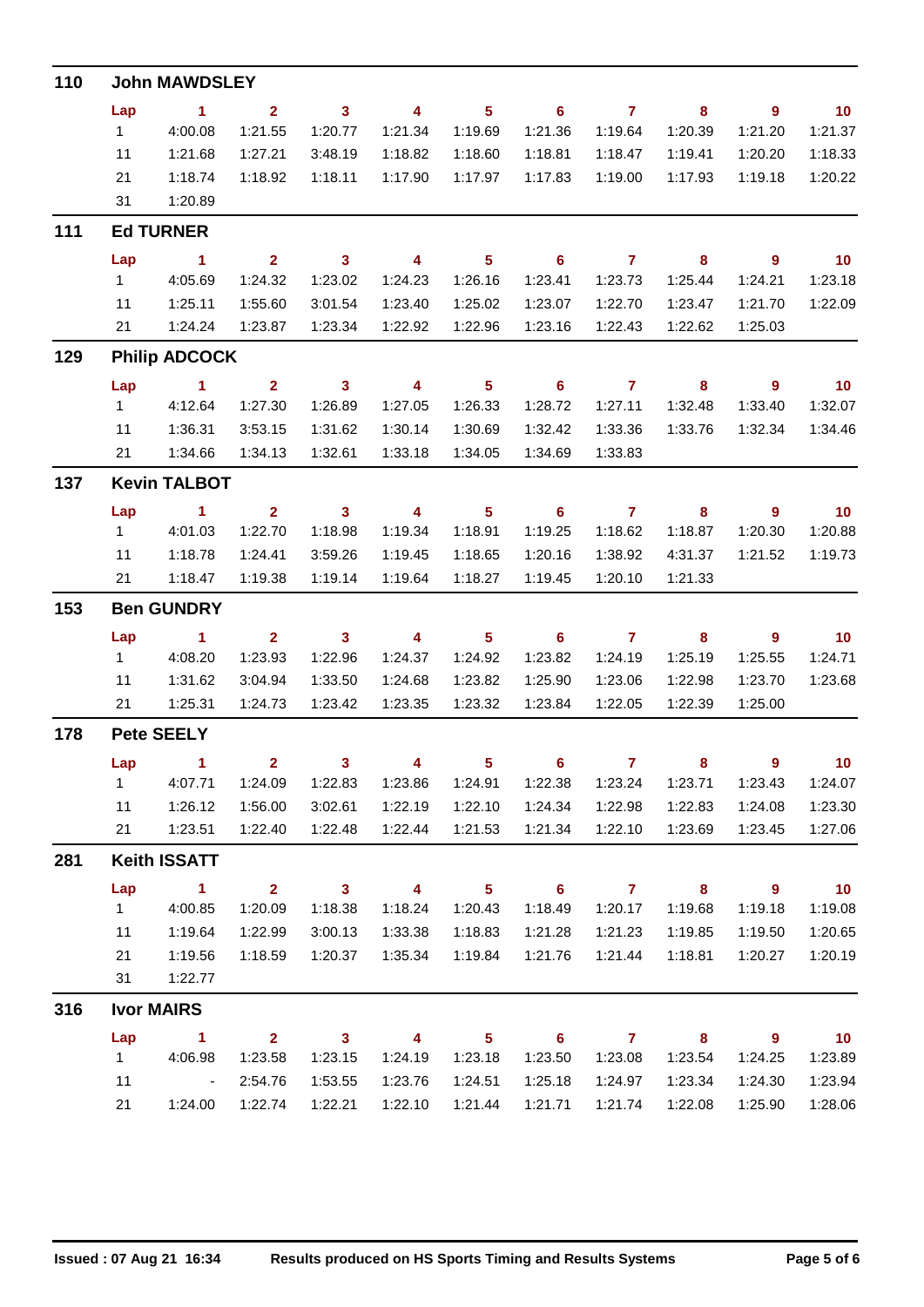## 110 John MAWDSLEY

| Lap | 1 | 2 | 3 | 4 | 5 | 6 | 7 | 8 | 9 | 10 |
|---|---|---|---|---|---|---|---|---|---|---|
| 1 | 4:00.08 | 1:21.55 | 1:20.77 | 1:21.34 | 1:19.69 | 1:21.36 | 1:19.64 | 1:20.39 | 1:21.20 | 1:21.37 |
| 11 | 1:21.68 | 1:27.21 | 3:48.19 | 1:18.82 | 1:18.60 | 1:18.81 | 1:18.47 | 1:19.41 | 1:20.20 | 1:18.33 |
| 21 | 1:18.74 | 1:18.92 | 1:18.11 | 1:17.90 | 1:17.97 | 1:17.83 | 1:19.00 | 1:17.93 | 1:19.18 | 1:20.22 |
| 31 | 1:20.89 | | | | | | | | | |

## 111 Ed TURNER

| Lap | 1 | 2 | 3 | 4 | 5 | 6 | 7 | 8 | 9 | 10 |
|---|---|---|---|---|---|---|---|---|---|---|
| 1 | 4:05.69 | 1:24.32 | 1:23.02 | 1:24.23 | 1:26.16 | 1:23.41 | 1:23.73 | 1:25.44 | 1:24.21 | 1:23.18 |
| 11 | 1:25.11 | 1:55.60 | 3:01.54 | 1:23.40 | 1:25.02 | 1:23.07 | 1:22.70 | 1:23.47 | 1:21.70 | 1:22.09 |
| 21 | 1:24.24 | 1:23.87 | 1:23.34 | 1:22.92 | 1:22.96 | 1:23.16 | 1:22.43 | 1:22.62 | 1:25.03 | |

## 129 Philip ADCOCK

| Lap | 1 | 2 | 3 | 4 | 5 | 6 | 7 | 8 | 9 | 10 |
|---|---|---|---|---|---|---|---|---|---|---|
| 1 | 4:12.64 | 1:27.30 | 1:26.89 | 1:27.05 | 1:26.33 | 1:28.72 | 1:27.11 | 1:32.48 | 1:33.40 | 1:32.07 |
| 11 | 1:36.31 | 3:53.15 | 1:31.62 | 1:30.14 | 1:30.69 | 1:32.42 | 1:33.36 | 1:33.76 | 1:32.34 | 1:34.46 |
| 21 | 1:34.66 | 1:34.13 | 1:32.61 | 1:33.18 | 1:34.05 | 1:34.69 | 1:33.83 | | | |

## 137 Kevin TALBOT

| Lap | 1 | 2 | 3 | 4 | 5 | 6 | 7 | 8 | 9 | 10 |
|---|---|---|---|---|---|---|---|---|---|---|
| 1 | 4:01.03 | 1:22.70 | 1:18.98 | 1:19.34 | 1:18.91 | 1:19.25 | 1:18.62 | 1:18.87 | 1:20.30 | 1:20.88 |
| 11 | 1:18.78 | 1:24.41 | 3:59.26 | 1:19.45 | 1:18.65 | 1:20.16 | 1:38.92 | 4:31.37 | 1:21.52 | 1:19.73 |
| 21 | 1:18.47 | 1:19.38 | 1:19.14 | 1:19.64 | 1:18.27 | 1:19.45 | 1:20.10 | 1:21.33 | | |

## 153 Ben GUNDRY

| Lap | 1 | 2 | 3 | 4 | 5 | 6 | 7 | 8 | 9 | 10 |
|---|---|---|---|---|---|---|---|---|---|---|
| 1 | 4:08.20 | 1:23.93 | 1:22.96 | 1:24.37 | 1:24.92 | 1:23.82 | 1:24.19 | 1:25.19 | 1:25.55 | 1:24.71 |
| 11 | 1:31.62 | 3:04.94 | 1:33.50 | 1:24.68 | 1:23.82 | 1:25.90 | 1:23.06 | 1:22.98 | 1:23.70 | 1:23.68 |
| 21 | 1:25.31 | 1:24.73 | 1:23.42 | 1:23.35 | 1:23.32 | 1:23.84 | 1:22.05 | 1:22.39 | 1:25.00 | |

## 178 Pete SEELY

| Lap | 1 | 2 | 3 | 4 | 5 | 6 | 7 | 8 | 9 | 10 |
|---|---|---|---|---|---|---|---|---|---|---|
| 1 | 4:07.71 | 1:24.09 | 1:22.83 | 1:23.86 | 1:24.91 | 1:22.38 | 1:23.24 | 1:23.71 | 1:23.43 | 1:24.07 |
| 11 | 1:26.12 | 1:56.00 | 3:02.61 | 1:22.19 | 1:22.10 | 1:24.34 | 1:22.98 | 1:22.83 | 1:24.08 | 1:23.30 |
| 21 | 1:23.51 | 1:22.40 | 1:22.48 | 1:22.44 | 1:21.53 | 1:21.34 | 1:22.10 | 1:23.69 | 1:23.45 | 1:27.06 |

## 281 Keith ISSATT

| Lap | 1 | 2 | 3 | 4 | 5 | 6 | 7 | 8 | 9 | 10 |
|---|---|---|---|---|---|---|---|---|---|---|
| 1 | 4:00.85 | 1:20.09 | 1:18.38 | 1:18.24 | 1:20.43 | 1:18.49 | 1:20.17 | 1:19.68 | 1:19.18 | 1:19.08 |
| 11 | 1:19.64 | 1:22.99 | 3:00.13 | 1:33.38 | 1:18.83 | 1:21.28 | 1:21.23 | 1:19.85 | 1:19.50 | 1:20.65 |
| 21 | 1:19.56 | 1:18.59 | 1:20.37 | 1:35.34 | 1:19.84 | 1:21.76 | 1:21.44 | 1:18.81 | 1:20.27 | 1:20.19 |
| 31 | 1:22.77 | | | | | | | | | |

## 316 Ivor MAIRS

| Lap | 1 | 2 | 3 | 4 | 5 | 6 | 7 | 8 | 9 | 10 |
|---|---|---|---|---|---|---|---|---|---|---|
| 1 | 4:06.98 | 1:23.58 | 1:23.15 | 1:24.19 | 1:23.18 | 1:23.50 | 1:23.08 | 1:23.54 | 1:24.25 | 1:23.89 |
| 11 | - | 2:54.76 | 1:53.55 | 1:23.76 | 1:24.51 | 1:25.18 | 1:24.97 | 1:23.34 | 1:24.30 | 1:23.94 |
| 21 | 1:24.00 | 1:22.74 | 1:22.21 | 1:22.10 | 1:21.44 | 1:21.71 | 1:21.74 | 1:22.08 | 1:25.90 | 1:28.06 |

**Issued : 07 Aug 21 16:34** **Results produced on HS Sports Timing and Results Systems**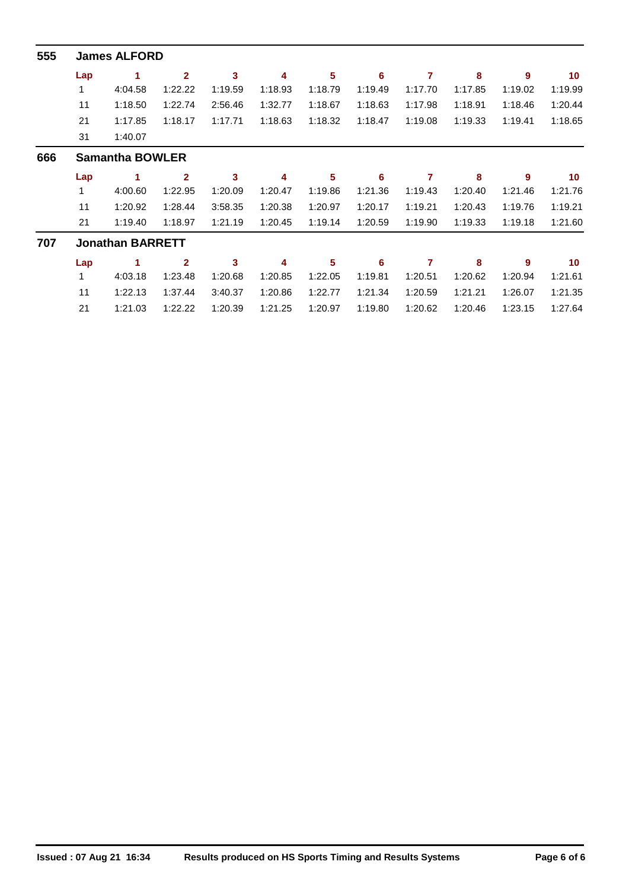## 555 James ALFORD

| Lap | 1 | 2 | 3 | 4 | 5 | 6 | 7 | 8 | 9 | 10 |
|---|---|---|---|---|---|---|---|---|---|---|
| 1 | 4:04.58 | 1:22.22 | 1:19.59 | 1:18.93 | 1:18.79 | 1:19.49 | 1:17.70 | 1:17.85 | 1:19.02 | 1:19.99 |
| 11 | 1:18.50 | 1:22.74 | 2:56.46 | 1:32.77 | 1:18.67 | 1:18.63 | 1:17.98 | 1:18.91 | 1:18.46 | 1:20.44 |
| 21 | 1:17.85 | 1:18.17 | 1:17.71 | 1:18.63 | 1:18.32 | 1:18.47 | 1:19.08 | 1:19.33 | 1:19.41 | 1:18.65 |
| 31 | 1:40.07 | | | | | | | | | |

## 666 Samantha BOWLER

| Lap | 1 | 2 | 3 | 4 | 5 | 6 | 7 | 8 | 9 | 10 |
|---|---|---|---|---|---|---|---|---|---|---|
| 1 | 4:00.60 | 1:22.95 | 1:20.09 | 1:20.47 | 1:19.86 | 1:21.36 | 1:19.43 | 1:20.40 | 1:21.46 | 1:21.76 |
| 11 | 1:20.92 | 1:28.44 | 3:58.35 | 1:20.38 | 1:20.97 | 1:20.17 | 1:19.21 | 1:20.43 | 1:19.76 | 1:19.21 |
| 21 | 1:19.40 | 1:18.97 | 1:21.19 | 1:20.45 | 1:19.14 | 1:20.59 | 1:19.90 | 1:19.33 | 1:19.18 | 1:21.60 |

## 707 Jonathan BARRETT

| Lap | 1 | 2 | 3 | 4 | 5 | 6 | 7 | 8 | 9 | 10 |
|---|---|---|---|---|---|---|---|---|---|---|
| 1 | 4:03.18 | 1:23.48 | 1:20.68 | 1:20.85 | 1:22.05 | 1:19.81 | 1:20.51 | 1:20.62 | 1:20.94 | 1:21.61 |
| 11 | 1:22.13 | 1:37.44 | 3:40.37 | 1:20.86 | 1:22.77 | 1:21.34 | 1:20.59 | 1:21.21 | 1:26.07 | 1:21.35 |
| 21 | 1:21.03 | 1:22.22 | 1:20.39 | 1:21.25 | 1:20.97 | 1:19.80 | 1:20.62 | 1:20.46 | 1:23.15 | 1:27.64 |

**Issued : 07 Aug 21 16:34** **Results produced on HS Sports Timing and Results Systems**